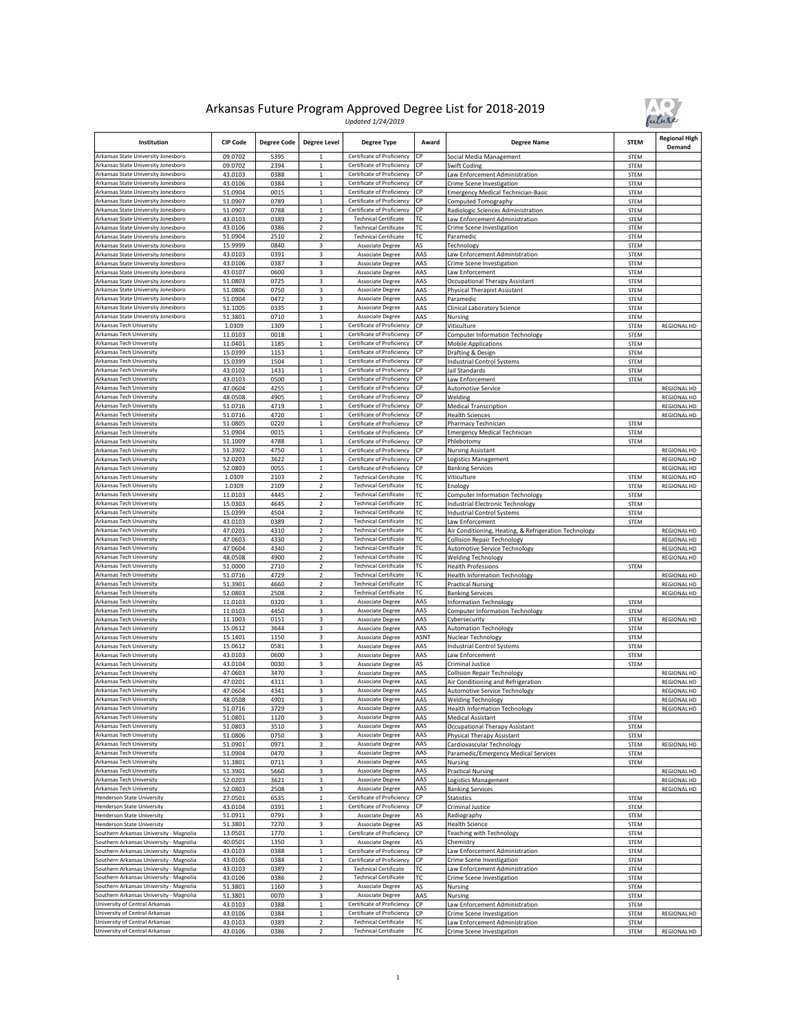# Arkansas Future Program Approved Degree List for 2018-2019

*Updated 1/24/2019*

| Institution | CIP Code | Degree Code | Degree Level | Degree Type | Award | Degree Name | STEM | Regional High Demand |
|---|---|---|---|---|---|---|---|---|
| Arkansas State University Jonesboro | 09.0702 | 5395 | 1 | Certificate of Proficiency | CP | Social Media Management | STEM | |
| Arkansas State University Jonesboro | 09.0702 | 2394 | 1 | Certificate of Proficiency | CP | Swift Coding | STEM | |
| Arkansas State University Jonesboro | 43.0103 | 0388 | 1 | Certificate of Proficiency | CP | Law Enforcement Administration | STEM | |
| Arkansas State University Jonesboro | 43.0106 | 0384 | 1 | Certificate of Proficiency | CP | Crime Scene Investigation | STEM | |
| Arkansas State University Jonesboro | 51.0904 | 0015 | 1 | Certificate of Proficiency | CP | Emergency Medical Technician-Basic | STEM | |
| Arkansas State University Jonesboro | 51.0907 | 0789 | 1 | Certificate of Proficiency | CP | Computed Tomography | STEM | |
| Arkansas State University Jonesboro | 51.0907 | 0788 | 1 | Certificate of Proficiency | CP | Radiologic Sciences Administration | STEM | |
| Arkansas State University Jonesboro | 43.0103 | 0389 | 2 | Technical Certificate | TC | Law Enforcement Administration | STEM | |
| Arkansas State University Jonesboro | 43.0106 | 0386 | 2 | Technical Certificate | TC | Crime Scene Investigation | STEM | |
| Arkansas State University Jonesboro | 51.0904 | 2510 | 2 | Technical Certificate | TC | Paramedic | STEM | |
| Arkansas State University Jonesboro | 15.9999 | 0840 | 3 | Associate Degree | AS | Technology | STEM | |
| Arkansas State University Jonesboro | 43.0103 | 0391 | 3 | Associate Degree | AAS | Law Enforcement Administration | STEM | |
| Arkansas State University Jonesboro | 43.0106 | 0387 | 3 | Associate Degree | AAS | Crime Scene Investigation | STEM | |
| Arkansas State University Jonesboro | 43.0107 | 0600 | 3 | Associate Degree | AAS | Law Enforcement | STEM | |
| Arkansas State University Jonesboro | 51.0803 | 0725 | 3 | Associate Degree | AAS | Occupational Therapy Assistant | STEM | |
| Arkansas State University Jonesboro | 51.0806 | 0750 | 3 | Associate Degree | AAS | Physical Therapist Assistant | STEM | |
| Arkansas State University Jonesboro | 51.0904 | 0472 | 3 | Associate Degree | AAS | Paramedic | STEM | |
| Arkansas State University Jonesboro | 51.1005 | 0335 | 3 | Associate Degree | AAS | Clinical Laboratory Science | STEM | |
| Arkansas State University Jonesboro | 51.3801 | 0710 | 3 | Associate Degree | AAS | Nursing | STEM | |
| Arkansas Tech University | 1.0309 | 1309 | 1 | Certificate of Proficiency | CP | Viticulture | STEM | REGIONAL HD |
| Arkansas Tech University | 11.0103 | 0018 | 1 | Certificate of Proficiency | CP | Computer Information Technology | STEM | |
| Arkansas Tech University | 11.0401 | 1185 | 1 | Certificate of Proficiency | CP | Mobile Applications | STEM | |
| Arkansas Tech University | 15.0399 | 1153 | 1 | Certificate of Proficiency | CP | Drafting & Design | STEM | |
| Arkansas Tech University | 15.0399 | 1504 | 1 | Certificate of Proficiency | CP | Industrial Control Systems | STEM | |
| Arkansas Tech University | 43.0102 | 1431 | 1 | Certificate of Proficiency | CP | Jail Standards | STEM | |
| Arkansas Tech University | 43.0103 | 0500 | 1 | Certificate of Proficiency | CP | Law Enforcement | STEM | |
| Arkansas Tech University | 47.0604 | 4255 | 1 | Certificate of Proficiency | CP | Automotive Service | | REGIONAL HD |
| Arkansas Tech University | 48.0508 | 4905 | 1 | Certificate of Proficiency | CP | Welding | | REGIONAL HD |
| Arkansas Tech University | 51.0716 | 4719 | 1 | Certificate of Proficiency | CP | Medical Transcription | | REGIONAL HD |
| Arkansas Tech University | 51.0716 | 4720 | 1 | Certificate of Proficiency | CP | Health Sciences | | REGIONAL HD |
| Arkansas Tech University | 51.0805 | 0220 | 1 | Certificate of Proficiency | CP | Pharmacy Technician | STEM | |
| Arkansas Tech University | 51.0904 | 0015 | 1 | Certificate of Proficiency | CP | Emergency Medical Technician | STEM | |
| Arkansas Tech University | 51.1009 | 4788 | 1 | Certificate of Proficiency | CP | Phlebotomy | STEM | |
| Arkansas Tech University | 51.3902 | 4750 | 1 | Certificate of Proficiency | CP | Nursing Assistant | | REGIONAL HD |
| Arkansas Tech University | 52.0203 | 3622 | 1 | Certificate of Proficiency | CP | Logistics Management | | REGIONAL HD |
| Arkansas Tech University | 52.0803 | 0055 | 1 | Certificate of Proficiency | CP | Banking Services | | REGIONAL HD |
| Arkansas Tech University | 1.0309 | 2103 | 2 | Technical Certificate | TC | Viticulture | STEM | REGIONAL HD |
| Arkansas Tech University | 1.0309 | 2109 | 2 | Technical Certificate | TC | Enology | STEM | REGIONAL HD |
| Arkansas Tech University | 11.0103 | 4445 | 2 | Technical Certificate | TC | Computer Information Technology | STEM | |
| Arkansas Tech University | 15.0303 | 4645 | 2 | Technical Certificate | TC | Industrial Electronic Technology | STEM | |
| Arkansas Tech University | 15.0399 | 4504 | 2 | Technical Certificate | TC | Industrial Control Systems | STEM | |
| Arkansas Tech University | 43.0103 | 0389 | 2 | Technical Certificate | TC | Law Enforcement | STEM | |
| Arkansas Tech University | 47.0201 | 4310 | 2 | Technical Certificate | TC | Air Conditioning, Heating, & Refrigeration Technology | | REGIONAL HD |
| Arkansas Tech University | 47.0603 | 4330 | 2 | Technical Certificate | TC | Collision Repair Technology | | REGIONAL HD |
| Arkansas Tech University | 47.0604 | 4340 | 2 | Technical Certificate | TC | Automotive Service Technology | | REGIONAL HD |
| Arkansas Tech University | 48.0508 | 4900 | 2 | Technical Certificate | TC | Welding Technology | | REGIONAL HD |
| Arkansas Tech University | 51.0000 | 2710 | 2 | Technical Certificate | TC | Health Professions | STEM | |
| Arkansas Tech University | 51.0716 | 4729 | 2 | Technical Certificate | TC | Health Information Technology | | REGIONAL HD |
| Arkansas Tech University | 51.3901 | 4660 | 2 | Technical Certificate | TC | Practical Nursing | | REGIONAL HD |
| Arkansas Tech University | 52.0803 | 2508 | 2 | Technical Certificate | TC | Banking Services | | REGIONAL HD |
| Arkansas Tech University | 11.0103 | 0320 | 3 | Associate Degree | AAS | Information Technology | STEM | |
| Arkansas Tech University | 11.0103 | 4450 | 3 | Associate Degree | AAS | Computer Information Technology | STEM | |
| Arkansas Tech University | 11.1003 | 0151 | 3 | Associate Degree | AAS | Cybersecurity | STEM | REGIONAL HD |
| Arkansas Tech University | 15.0612 | 3644 | 3 | Associate Degree | AAS | Automation Technology | STEM | |
| Arkansas Tech University | 15.1401 | 1150 | 3 | Associate Degree | ASNT | Nuclear Technology | STEM | |
| Arkansas Tech University | 15.0612 | 0581 | 3 | Associate Degree | AAS | Industrial Control Systems | STEM | |
| Arkansas Tech University | 43.0103 | 0600 | 3 | Associate Degree | AAS | Law Enforcement | STEM | |
| Arkansas Tech University | 43.0104 | 0030 | 3 | Associate Degree | AS | Criminal Justice | STEM | |
| Arkansas Tech University | 47.0603 | 3470 | 3 | Associate Degree | AAS | Collision Repair Technology | | REGIONAL HD |
| Arkansas Tech University | 47.0201 | 4311 | 3 | Associate Degree | AAS | Air Conditioning and Refrigeration | | REGIONAL HD |
| Arkansas Tech University | 47.0604 | 4341 | 3 | Associate Degree | AAS | Automotive Service Technology | | REGIONAL HD |
| Arkansas Tech University | 48.0508 | 4901 | 3 | Associate Degree | AAS | Welding Technology | | REGIONAL HD |
| Arkansas Tech University | 51.0716 | 3729 | 3 | Associate Degree | AAS | Health Information Technology | | REGIONAL HD |
| Arkansas Tech University | 51.0801 | 1120 | 3 | Associate Degree | AAS | Medical Assistant | STEM | |
| Arkansas Tech University | 51.0803 | 3510 | 3 | Associate Degree | AAS | Occupational Therapy Assistant | STEM | |
| Arkansas Tech University | 51.0806 | 0750 | 3 | Associate Degree | AAS | Physical Therapy Assistant | STEM | |
| Arkansas Tech University | 51.0901 | 0971 | 3 | Associate Degree | AAS | Cardiovascular Technology | STEM | REGIONAL HD |
| Arkansas Tech University | 51.0904 | 0470 | 3 | Associate Degree | AAS | Paramedic/Emergency Medical Services | STEM | |
| Arkansas Tech University | 51.3801 | 0711 | 3 | Associate Degree | AAS | Nursing | STEM | |
| Arkansas Tech University | 51.3901 | 5660 | 3 | Associate Degree | AAS | Practical Nursing | | REGIONAL HD |
| Arkansas Tech University | 52.0203 | 3621 | 3 | Associate Degree | AAS | Logistics Management | | REGIONAL HD |
| Arkansas Tech University | 52.0803 | 2508 | 3 | Associate Degree | AAS | Banking Services | | REGIONAL HD |
| Henderson State University | 27.0501 | 6535 | 1 | Certificate of Proficiency | CP | Statistics | STEM | |
| Henderson State University | 43.0104 | 0391 | 1 | Certificate of Proficiency | CP | Criminal Justice | STEM | |
| Henderson State University | 51.0911 | 0791 | 3 | Associate Degree | AS | Radiography | STEM | |
| Henderson State University | 51.3801 | 7270 | 3 | Associate Degree | AS | Health Science | STEM | |
| Southern Arkansas University - Magnolia | 13.0501 | 1770 | 1 | Certificate of Proficiency | CP | Teaching with Technology | STEM | |
| Southern Arkansas University - Magnolia | 40.0501 | 1350 | 3 | Associate Degree | AS | Chemistry | STEM | |
| Southern Arkansas University - Magnolia | 43.0103 | 0388 | 1 | Certificate of Proficiency | CP | Law Enforcement Administration | STEM | |
| Southern Arkansas University - Magnolia | 43.0106 | 0384 | 1 | Certificate of Proficiency | CP | Crime Scene Investigation | STEM | |
| Southern Arkansas University - Magnolia | 43.0103 | 0389 | 2 | Technical Certificate | TC | Law Enforcement Administration | STEM | |
| Southern Arkansas University - Magnolia | 43.0106 | 0386 | 2 | Technical Certificate | TC | Crime Scene Investigation | STEM | |
| Southern Arkansas University - Magnolia | 51.3801 | 1160 | 3 | Associate Degree | AS | Nursing | STEM | |
| Southern Arkansas University - Magnolia | 51.3801 | 0070 | 3 | Associate Degree | AAS | Nursing | STEM | |
| University of Central Arkansas | 43.0103 | 0388 | 1 | Certificate of Proficiency | CP | Law Enforcement Administration | STEM | |
| University of Central Arkansas | 43.0106 | 0384 | 1 | Certificate of Proficiency | CP | Crime Scene Investigation | STEM | REGIONAL HD |
| University of Central Arkansas | 43.0103 | 0389 | 2 | Technical Certificate | TC | Law Enforcement Administration | STEM | |
| University of Central Arkansas | 43.0106 | 0386 | 2 | Technical Certificate | TC | Crime Scene Investigation | STEM | REGIONAL HD |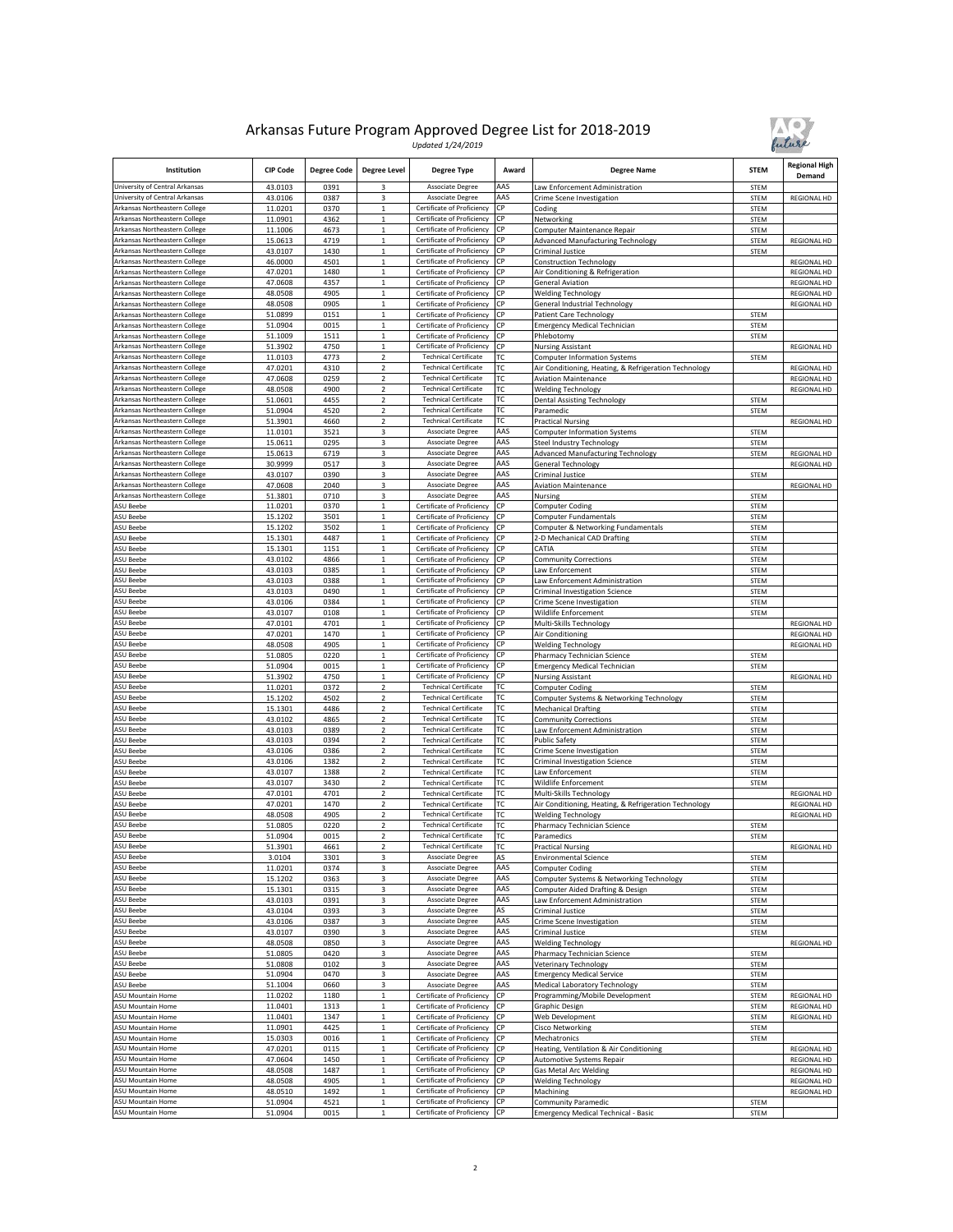# Arkansas Future Program Approved Degree List for 2018-2019

*Updated 1/24/2019*

| Institution | CIP Code | Degree Code | Degree Level | Degree Type | Award | Degree Name | STEM | Regional High Demand |
|---|---|---|---|---|---|---|---|---|
| University of Central Arkansas | 43.0103 | 0391 | 3 | Associate Degree | AAS | Law Enforcement Administration | STEM | |
| University of Central Arkansas | 43.0106 | 0387 | 3 | Associate Degree | AAS | Crime Scene Investigation | STEM | REGIONAL HD |
| Arkansas Northeastern College | 11.0201 | 0370 | 1 | Certificate of Proficiency | CP | Coding | STEM | |
| Arkansas Northeastern College | 11.0901 | 4362 | 1 | Certificate of Proficiency | CP | Networking | STEM | |
| Arkansas Northeastern College | 11.1006 | 4673 | 1 | Certificate of Proficiency | CP | Computer Maintenance Repair | STEM | |
| Arkansas Northeastern College | 15.0613 | 4719 | 1 | Certificate of Proficiency | CP | Advanced Manufacturing Technology | STEM | REGIONAL HD |
| Arkansas Northeastern College | 43.0107 | 1430 | 1 | Certificate of Proficiency | CP | Criminal Justice | STEM | |
| Arkansas Northeastern College | 46.0000 | 4501 | 1 | Certificate of Proficiency | CP | Construction Technology | | REGIONAL HD |
| Arkansas Northeastern College | 47.0201 | 1480 | 1 | Certificate of Proficiency | CP | Air Conditioning & Refrigeration | | REGIONAL HD |
| Arkansas Northeastern College | 47.0608 | 4357 | 1 | Certificate of Proficiency | CP | General Aviation | | REGIONAL HD |
| Arkansas Northeastern College | 48.0508 | 4905 | 1 | Certificate of Proficiency | CP | Welding Technology | | REGIONAL HD |
| Arkansas Northeastern College | 48.0508 | 0905 | 1 | Certificate of Proficiency | CP | General Industrial Technology | | REGIONAL HD |
| Arkansas Northeastern College | 51.0899 | 0151 | 1 | Certificate of Proficiency | CP | Patient Care Technology | STEM | |
| Arkansas Northeastern College | 51.0904 | 0015 | 1 | Certificate of Proficiency | CP | Emergency Medical Technician | STEM | |
| Arkansas Northeastern College | 51.1009 | 1511 | 1 | Certificate of Proficiency | CP | Phlebotomy | STEM | |
| Arkansas Northeastern College | 51.3902 | 4750 | 1 | Certificate of Proficiency | CP | Nursing Assistant | | REGIONAL HD |
| Arkansas Northeastern College | 11.0103 | 4773 | 2 | Technical Certificate | TC | Computer Information Systems | STEM | |
| Arkansas Northeastern College | 47.0201 | 4310 | 2 | Technical Certificate | TC | Air Conditioning, Heating, & Refrigeration Technology | | REGIONAL HD |
| Arkansas Northeastern College | 47.0608 | 0259 | 2 | Technical Certificate | TC | Aviation Maintenance | | REGIONAL HD |
| Arkansas Northeastern College | 48.0508 | 4900 | 2 | Technical Certificate | TC | Welding Technology | | REGIONAL HD |
| Arkansas Northeastern College | 51.0601 | 4455 | 2 | Technical Certificate | TC | Dental Assisting Technology | STEM | |
| Arkansas Northeastern College | 51.0904 | 4520 | 2 | Technical Certificate | TC | Paramedic | STEM | |
| Arkansas Northeastern College | 51.3901 | 4660 | 2 | Technical Certificate | TC | Practical Nursing | | REGIONAL HD |
| Arkansas Northeastern College | 11.0101 | 3521 | 3 | Associate Degree | AAS | Computer Information Systems | STEM | |
| Arkansas Northeastern College | 15.0611 | 0295 | 3 | Associate Degree | AAS | Steel Industry Technology | STEM | |
| Arkansas Northeastern College | 15.0613 | 6719 | 3 | Associate Degree | AAS | Advanced Manufacturing Technology | STEM | REGIONAL HD |
| Arkansas Northeastern College | 30.9999 | 0517 | 3 | Associate Degree | AAS | General Technology | | REGIONAL HD |
| Arkansas Northeastern College | 43.0107 | 0390 | 3 | Associate Degree | AAS | Criminal Justice | STEM | |
| Arkansas Northeastern College | 47.0608 | 2040 | 3 | Associate Degree | AAS | Aviation Maintenance | | REGIONAL HD |
| Arkansas Northeastern College | 51.3801 | 0710 | 3 | Associate Degree | AAS | Nursing | STEM | |
| ASU Beebe | 11.0201 | 0370 | 1 | Certificate of Proficiency | CP | Computer Coding | STEM | |
| ASU Beebe | 15.1202 | 3501 | 1 | Certificate of Proficiency | CP | Computer Fundamentals | STEM | |
| ASU Beebe | 15.1202 | 3502 | 1 | Certificate of Proficiency | CP | Computer & Networking Fundamentals | STEM | |
| ASU Beebe | 15.1301 | 4487 | 1 | Certificate of Proficiency | CP | 2-D Mechanical CAD Drafting | STEM | |
| ASU Beebe | 15.1301 | 1151 | 1 | Certificate of Proficiency | CP | CATIA | STEM | |
| ASU Beebe | 43.0102 | 4866 | 1 | Certificate of Proficiency | CP | Community Corrections | STEM | |
| ASU Beebe | 43.0103 | 0385 | 1 | Certificate of Proficiency | CP | Law Enforcement | STEM | |
| ASU Beebe | 43.0103 | 0388 | 1 | Certificate of Proficiency | CP | Law Enforcement Administration | STEM | |
| ASU Beebe | 43.0103 | 0490 | 1 | Certificate of Proficiency | CP | Criminal Investigation Science | STEM | |
| ASU Beebe | 43.0106 | 0384 | 1 | Certificate of Proficiency | CP | Crime Scene Investigation | STEM | |
| ASU Beebe | 43.0107 | 0108 | 1 | Certificate of Proficiency | CP | Wildlife Enforcement | STEM | |
| ASU Beebe | 47.0101 | 4701 | 1 | Certificate of Proficiency | CP | Multi-Skills Technology | | REGIONAL HD |
| ASU Beebe | 47.0201 | 1470 | 1 | Certificate of Proficiency | CP | Air Conditioning | | REGIONAL HD |
| ASU Beebe | 48.0508 | 4905 | 1 | Certificate of Proficiency | CP | Welding Technology | | REGIONAL HD |
| ASU Beebe | 51.0805 | 0220 | 1 | Certificate of Proficiency | CP | Pharmacy Technician Science | STEM | |
| ASU Beebe | 51.0904 | 0015 | 1 | Certificate of Proficiency | CP | Emergency Medical Technician | STEM | |
| ASU Beebe | 51.3902 | 4750 | 1 | Certificate of Proficiency | CP | Nursing Assistant | | REGIONAL HD |
| ASU Beebe | 11.0201 | 0372 | 2 | Technical Certificate | TC | Computer Coding | STEM | |
| ASU Beebe | 15.1202 | 4502 | 2 | Technical Certificate | TC | Computer Systems & Networking Technology | STEM | |
| ASU Beebe | 15.1301 | 4486 | 2 | Technical Certificate | TC | Mechanical Drafting | STEM | |
| ASU Beebe | 43.0102 | 4865 | 2 | Technical Certificate | TC | Community Corrections | STEM | |
| ASU Beebe | 43.0103 | 0389 | 2 | Technical Certificate | TC | Law Enforcement Administration | STEM | |
| ASU Beebe | 43.0103 | 0394 | 2 | Technical Certificate | TC | Public Safety | STEM | |
| ASU Beebe | 43.0106 | 0386 | 2 | Technical Certificate | TC | Crime Scene Investigation | STEM | |
| ASU Beebe | 43.0106 | 1382 | 2 | Technical Certificate | TC | Criminal Investigation Science | STEM | |
| ASU Beebe | 43.0107 | 1388 | 2 | Technical Certificate | TC | Law Enforcement | STEM | |
| ASU Beebe | 43.0107 | 3430 | 2 | Technical Certificate | TC | Wildlife Enforcement | STEM | |
| ASU Beebe | 47.0101 | 4701 | 2 | Technical Certificate | TC | Multi-Skills Technology | | REGIONAL HD |
| ASU Beebe | 47.0201 | 1470 | 2 | Technical Certificate | TC | Air Conditioning, Heating, & Refrigeration Technology | | REGIONAL HD |
| ASU Beebe | 48.0508 | 4905 | 2 | Technical Certificate | TC | Welding Technology | | REGIONAL HD |
| ASU Beebe | 51.0805 | 0220 | 2 | Technical Certificate | TC | Pharmacy Technician Science | STEM | |
| ASU Beebe | 51.0904 | 0015 | 2 | Technical Certificate | TC | Paramedics | STEM | |
| ASU Beebe | 51.3901 | 4661 | 2 | Technical Certificate | TC | Practical Nursing | | REGIONAL HD |
| ASU Beebe | 3.0104 | 3301 | 3 | Associate Degree | AS | Environmental Science | STEM | |
| ASU Beebe | 11.0201 | 0374 | 3 | Associate Degree | AAS | Computer Coding | STEM | |
| ASU Beebe | 15.1202 | 0363 | 3 | Associate Degree | AAS | Computer Systems & Networking Technology | STEM | |
| ASU Beebe | 15.1301 | 0315 | 3 | Associate Degree | AAS | Computer Aided Drafting & Design | STEM | |
| ASU Beebe | 43.0103 | 0391 | 3 | Associate Degree | AAS | Law Enforcement Administration | STEM | |
| ASU Beebe | 43.0104 | 0393 | 3 | Associate Degree | AS | Criminal Justice | STEM | |
| ASU Beebe | 43.0106 | 0387 | 3 | Associate Degree | AAS | Crime Scene Investigation | STEM | |
| ASU Beebe | 43.0107 | 0390 | 3 | Associate Degree | AAS | Criminal Justice | STEM | |
| ASU Beebe | 48.0508 | 0850 | 3 | Associate Degree | AAS | Welding Technology | | REGIONAL HD |
| ASU Beebe | 51.0805 | 0420 | 3 | Associate Degree | AAS | Pharmacy Technician Science | STEM | |
| ASU Beebe | 51.0808 | 0102 | 3 | Associate Degree | AAS | Veterinary Technology | STEM | |
| ASU Beebe | 51.0904 | 0470 | 3 | Associate Degree | AAS | Emergency Medical Service | STEM | |
| ASU Beebe | 51.1004 | 0660 | 3 | Associate Degree | AAS | Medical Laboratory Technology | STEM | |
| ASU Mountain Home | 11.0202 | 1180 | 1 | Certificate of Proficiency | CP | Programming/Mobile Development | STEM | REGIONAL HD |
| ASU Mountain Home | 11.0401 | 1313 | 1 | Certificate of Proficiency | CP | Graphic Design | STEM | REGIONAL HD |
| ASU Mountain Home | 11.0401 | 1347 | 1 | Certificate of Proficiency | CP | Web Development | STEM | REGIONAL HD |
| ASU Mountain Home | 11.0901 | 4425 | 1 | Certificate of Proficiency | CP | Cisco Networking | STEM | |
| ASU Mountain Home | 15.0303 | 0016 | 1 | Certificate of Proficiency | CP | Mechatronics | STEM | |
| ASU Mountain Home | 47.0201 | 0115 | 1 | Certificate of Proficiency | CP | Heating, Ventilation & Air Conditioning | | REGIONAL HD |
| ASU Mountain Home | 47.0604 | 1450 | 1 | Certificate of Proficiency | CP | Automotive Systems Repair | | REGIONAL HD |
| ASU Mountain Home | 48.0508 | 1487 | 1 | Certificate of Proficiency | CP | Gas Metal Arc Welding | | REGIONAL HD |
| ASU Mountain Home | 48.0508 | 4905 | 1 | Certificate of Proficiency | CP | Welding Technology | | REGIONAL HD |
| ASU Mountain Home | 48.0510 | 1492 | 1 | Certificate of Proficiency | CP | Machining | | REGIONAL HD |
| ASU Mountain Home | 51.0904 | 4521 | 1 | Certificate of Proficiency | CP | Community Paramedic | STEM | |
| ASU Mountain Home | 51.0904 | 0015 | 1 | Certificate of Proficiency | CP | Emergency Medical Technical - Basic | STEM | |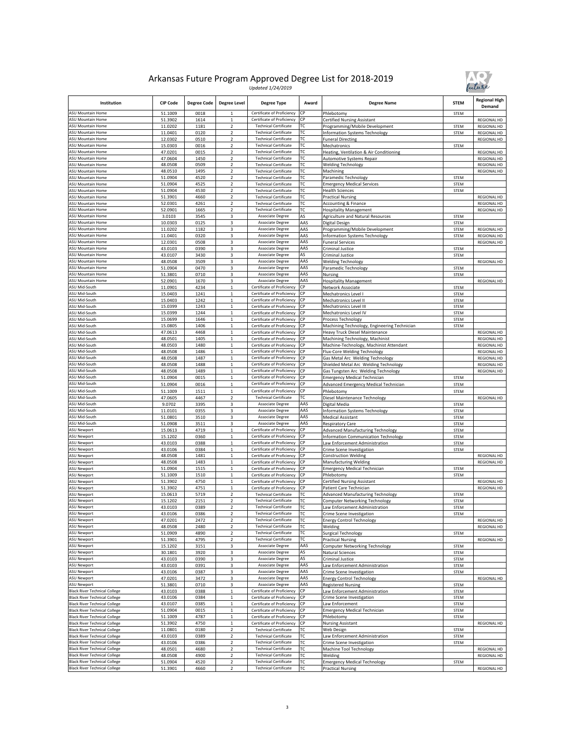# Arkansas Future Program Approved Degree List for 2018-2019

*Updated 1/24/2019*

| Institution | CIP Code | Degree Code | Degree Level | Degree Type | Award | Degree Name | STEM | Regional High Demand |
|---|---|---|---|---|---|---|---|---|
| ASU Mountain Home | 51.1009 | 0018 | 1 | Certificate of Proficiency | CP | Phlebotomy | STEM | |
| ASU Mountain Home | 51.3902 | 1614 | 1 | Certificate of Proficiency | CP | Certified Nursing Assistant | | REGIONAL HD |
| ASU Mountain Home | 11.0202 | 1181 | 2 | Technical Certificate | TC | Programming/Mobile Development | STEM | REGIONAL HD |
| ASU Mountain Home | 11.0401 | 0120 | 2 | Technical Certificate | TC | Information Systems Technology | STEM | REGIONAL HD |
| ASU Mountain Home | 12.0302 | 0510 | 2 | Technical Certificate | TC | Funeral Directing | | REGIONAL HD |
| ASU Mountain Home | 15.0303 | 0016 | 2 | Technical Certificate | TC | Mechatronics | STEM | |
| ASU Mountain Home | 47.0201 | 0015 | 2 | Technical Certificate | TC | Heating, Ventilation & Air Conditioning | | REGIONAL HD |
| ASU Mountain Home | 47.0604 | 1450 | 2 | Technical Certificate | TC | Automotive Systems Repair | | REGIONAL HD |
| ASU Mountain Home | 48.0508 | 0509 | 2 | Technical Certificate | TC | Welding Technology | | REGIONAL HD |
| ASU Mountain Home | 48.0510 | 1495 | 2 | Technical Certificate | TC | Machining | | REGIONAL HD |
| ASU Mountain Home | 51.0904 | 4520 | 2 | Technical Certificate | TC | Paramedic Technology | STEM | |
| ASU Mountain Home | 51.0904 | 4525 | 2 | Technical Certificate | TC | Emergency Medical Services | STEM | |
| ASU Mountain Home | 51.0904 | 4530 | 2 | Technical Certificate | TC | Health Sciences | STEM | |
| ASU Mountain Home | 51.3901 | 4660 | 2 | Technical Certificate | TC | Practical Nursing | | REGIONAL HD |
| ASU Mountain Home | 52.0301 | 4261 | 2 | Technical Certificate | TC | Accounting & Finance | | REGIONAL HD |
| ASU Mountain Home | 52.0901 | 1665 | 2 | Technical Certificate | TC | Hospitality Management | | REGIONAL HD |
| ASU Mountain Home | 3.0103 | 3545 | 3 | Associate Degree | AS | Agriculture and Natural Resources | STEM | |
| ASU Mountain Home | 10.0303 | 0125 | 3 | Associate Degree | AAS | Digital Design | STEM | |
| ASU Mountain Home | 11.0202 | 1182 | 3 | Associate Degree | AAS | Programming/Mobile Development | STEM | REGIONAL HD |
| ASU Mountain Home | 11.0401 | 0320 | 3 | Associate Degree | AAS | Information Systems Technology | STEM | REGIONAL HD |
| ASU Mountain Home | 12.0301 | 0508 | 3 | Associate Degree | AAS | Funeral Services | | REGIONAL HD |
| ASU Mountain Home | 43.0103 | 0390 | 3 | Associate Degree | AAS | Criminal Justice | STEM | |
| ASU Mountain Home | 43.0107 | 3430 | 3 | Associate Degree | AS | Criminal Justice | STEM | |
| ASU Mountain Home | 48.0508 | 3509 | 3 | Associate Degree | AAS | Welding Technology | | REGIONAL HD |
| ASU Mountain Home | 51.0904 | 0470 | 3 | Associate Degree | AAS | Paramedic Technology | STEM | |
| ASU Mountain Home | 51.3801 | 0710 | 3 | Associate Degree | AAS | Nursing | STEM | |
| ASU Mountain Home | 52.0901 | 1670 | 3 | Associate Degree | AAS | Hospitality Management | | REGIONAL HD |
| ASU Mid-South | 11.0901 | 4234 | 1 | Certificate of Proficiency | CP | Network Associate | STEM | |
| ASU Mid-South | 15.0403 | 1241 | 1 | Certificate of Proficiency | CP | Mechatronics Level I | STEM | |
| ASU Mid-South | 15.0403 | 1242 | 1 | Certificate of Proficiency | CP | Mechatronics Level II | STEM | |
| ASU Mid-South | 15.0399 | 1243 | 1 | Certificate of Proficiency | CP | Mechatronics Level III | STEM | |
| ASU Mid-South | 15.0399 | 1244 | 1 | Certificate of Proficiency | CP | Mechatronics Level IV | STEM | |
| ASU Mid-South | 15.0699 | 1646 | 1 | Certificate of Proficiency | CP | Process Technology | STEM | |
| ASU Mid-South | 15.0805 | 1406 | 1 | Certificate of Proficiency | CP | Machining Technology, Engineering Technician | STEM | |
| ASU Mid-South | 47.0613 | 4468 | 1 | Certificate of Proficiency | CP | Heavy Truck Diesel Maintenance | | REGIONAL HD |
| ASU Mid-South | 48.0501 | 1405 | 1 | Certificate of Proficiency | CP | Machining Technology, Machinist | | REGIONAL HD |
| ASU Mid-South | 48.0503 | 1480 | 1 | Certificate of Proficiency | CP | Machine-Technology, Machinist Attendant | | REGIONAL HD |
| ASU Mid-South | 48.0508 | 1486 | 1 | Certificate of Proficiency | CP | Flux-Core Welding Technology | | REGIONAL HD |
| ASU Mid-South | 48.0508 | 1487 | 1 | Certificate of Proficiency | CP | Gas Metal Arc Welding Technology | | REGIONAL HD |
| ASU Mid-South | 48.0508 | 1488 | 1 | Certificate of Proficiency | CP | Shielded Metal Arc Welding Technology | | REGIONAL HD |
| ASU Mid-South | 48.0508 | 1489 | 1 | Certificate of Proficiency | CP | Gas Tungsten Arc Welding Technology | | REGIONAL HD |
| ASU Mid-South | 51.0904 | 0015 | 1 | Certificate of Proficiency | CP | Emergency Medical Technician | STEM | |
| ASU Mid-South | 51.0904 | 0016 | 1 | Certificate of Proficiency | CP | Advanced Emergency Medical Technician | STEM | |
| ASU Mid-South | 51.1009 | 1511 | 1 | Certificate of Proficiency | CP | Phlebotomy | STEM | |
| ASU Mid-South | 47.0605 | 4467 | 2 | Technical Certificate | TC | Diesel Maintenance Technology | | REGIONAL HD |
| ASU Mid-South | 9.0702 | 3395 | 3 | Associate Degree | AAS | Digital Media | STEM | |
| ASU Mid-South | 11.0101 | 0355 | 3 | Associate Degree | AAS | Information Systems Technology | STEM | |
| ASU Mid-South | 51.0801 | 3510 | 3 | Associate Degree | AAS | Medical Assistant | STEM | |
| ASU Mid-South | 51.0908 | 3511 | 3 | Associate Degree | AAS | Respiratory Care | STEM | |
| ASU Newport | 15.0613 | 4719 | 1 | Certificate of Proficiency | CP | Advanced Manufacturing Technology | STEM | |
| ASU Newport | 15.1202 | 0360 | 1 | Certificate of Proficiency | CP | Information Communication Technology | STEM | |
| ASU Newport | 43.0103 | 0388 | 1 | Certificate of Proficiency | CP | Law Enforcement Administration | STEM | |
| ASU Newport | 43.0106 | 0384 | 1 | Certificate of Proficiency | CP | Crime Scene Investigation | STEM | |
| ASU Newport | 48.0508 | 1481 | 1 | Certificate of Proficiency | CP | Construction Welding | | REGIONAL HD |
| ASU Newport | 48.0508 | 1483 | 1 | Certificate of Proficiency | CP | Manufacturing Welding | | REGIONAL HD |
| ASU Newport | 51.0904 | 1515 | 1 | Certificate of Proficiency | CP | Emergency Medical Technician | STEM | |
| ASU Newport | 51.1009 | 1510 | 1 | Certificate of Proficiency | CP | Phlebotomy | STEM | |
| ASU Newport | 51.3902 | 4750 | 1 | Certificate of Proficiency | CP | Certified Nursing Assistant | | REGIONAL HD |
| ASU Newport | 51.3902 | 4751 | 1 | Certificate of Proficiency | CP | Patient Care Technician | | REGIONAL HD |
| ASU Newport | 15.0613 | 5719 | 2 | Technical Certificate | TC | Advanced Manufacturing Technology | STEM | |
| ASU Newport | 15.1202 | 2151 | 2 | Technical Certificate | TC | Computer Networking Technology | STEM | |
| ASU Newport | 43.0103 | 0389 | 2 | Technical Certificate | TC | Law Enforcement Administration | STEM | |
| ASU Newport | 43.0106 | 0386 | 2 | Technical Certificate | TC | Crime Scene Investigation | STEM | |
| ASU Newport | 47.0201 | 2472 | 2 | Technical Certificate | TC | Energy Control Technology | | REGIONAL HD |
| ASU Newport | 48.0508 | 2480 | 2 | Technical Certificate | TC | Welding | | REGIONAL HD |
| ASU Newport | 51.0909 | 4890 | 2 | Technical Certificate | TC | Surgical Technology | STEM | |
| ASU Newport | 51.3901 | 4795 | 2 | Technical Certificate | TC | Practical Nursing | | REGIONAL HD |
| ASU Newport | 15.1202 | 3151 | 3 | Associate Degree | AAS | Computer Networking Technology | STEM | |
| ASU Newport | 30.1801 | 3920 | 3 | Associate Degree | AS | Natural Sciences | STEM | |
| ASU Newport | 43.0103 | 0390 | 3 | Associate Degree | AS | Criminal Justice | STEM | |
| ASU Newport | 43.0103 | 0391 | 3 | Associate Degree | AAS | Law Enforcement Administration | STEM | |
| ASU Newport | 43.0106 | 0387 | 3 | Associate Degree | AAS | Crime Scene Investigation | STEM | |
| ASU Newport | 47.0201 | 3472 | 3 | Associate Degree | AAS | Energy Control Technology | | REGIONAL HD |
| ASU Newport | 51.3801 | 0710 | 3 | Associate Degree | AAS | Registered Nursing | STEM | |
| Black River Technical College | 43.0103 | 0388 | 1 | Certificate of Proficiency | CP | Law Enforcement Administration | STEM | |
| Black River Technical College | 43.0106 | 0384 | 1 | Certificate of Proficiency | CP | Crime Scene Investigation | STEM | |
| Black River Technical College | 43.0107 | 0385 | 1 | Certificate of Proficiency | CP | Law Enforcement | STEM | |
| Black River Technical College | 51.0904 | 0015 | 1 | Certificate of Proficiency | CP | Emergency Medical Technician | STEM | |
| Black River Technical College | 51.1009 | 4787 | 1 | Certificate of Proficiency | CP | Phlebotomy | STEM | |
| Black River Technical College | 51.3902 | 4750 | 1 | Certificate of Proficiency | CP | Nursing Assistant | | REGIONAL HD |
| Black River Technical College | 11.0801 | 0180 | 2 | Technical Certificate | TC | Web Design | STEM | |
| Black River Technical College | 43.0103 | 0389 | 2 | Technical Certificate | TC | Law Enforcement Administration | STEM | |
| Black River Technical College | 43.0106 | 0386 | 2 | Technical Certificate | TC | Crime Scene Investigation | STEM | |
| Black River Technical College | 48.0501 | 4680 | 2 | Technical Certificate | TC | Machine Tool Technology | | REGIONAL HD |
| Black River Technical College | 48.0508 | 4900 | 2 | Technical Certificate | TC | Welding | | REGIONAL HD |
| Black River Technical College | 51.0904 | 4520 | 2 | Technical Certificate | TC | Emergency Medical Technology | STEM | |
| Black River Technical College | 51.3901 | 4660 | 2 | Technical Certificate | TC | Practical Nursing | | REGIONAL HD |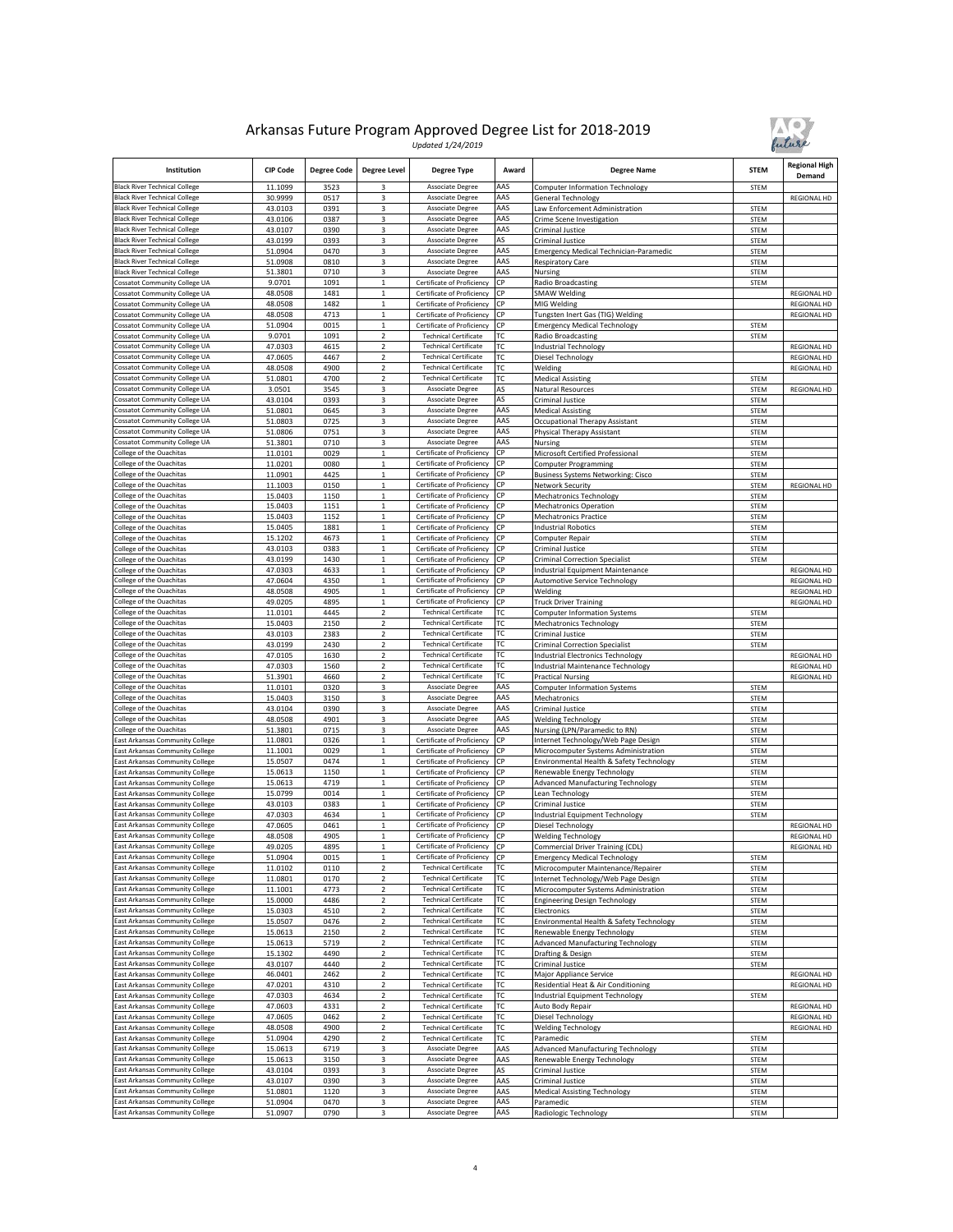# Arkansas Future Program Approved Degree List for 2018-2019

*Updated 1/24/2019*

| Institution | CIP Code | Degree Code | Degree Level | Degree Type | Award | Degree Name | STEM | Regional High Demand |
|---|---|---|---|---|---|---|---|---|
| Black River Technical College | 11.1099 | 3523 | 3 | Associate Degree | AAS | Computer Information Technology | STEM | |
| Black River Technical College | 30.9999 | 0517 | 3 | Associate Degree | AAS | General Technology | | REGIONAL HD |
| Black River Technical College | 43.0103 | 0391 | 3 | Associate Degree | AAS | Law Enforcement Administration | STEM | |
| Black River Technical College | 43.0106 | 0387 | 3 | Associate Degree | AAS | Crime Scene Investigation | STEM | |
| Black River Technical College | 43.0107 | 0390 | 3 | Associate Degree | AAS | Criminal Justice | STEM | |
| Black River Technical College | 43.0199 | 0393 | 3 | Associate Degree | AS | Criminal Justice | STEM | |
| Black River Technical College | 51.0904 | 0470 | 3 | Associate Degree | AAS | Emergency Medical Technician-Paramedic | STEM | |
| Black River Technical College | 51.0908 | 0810 | 3 | Associate Degree | AAS | Respiratory Care | STEM | |
| Black River Technical College | 51.3801 | 0710 | 3 | Associate Degree | AAS | Nursing | STEM | |
| Cossatot Community College UA | 9.0701 | 1091 | 1 | Certificate of Proficiency | CP | Radio Broadcasting | STEM | |
| Cossatot Community College UA | 48.0508 | 1481 | 1 | Certificate of Proficiency | CP | SMAW Welding | | REGIONAL HD |
| Cossatot Community College UA | 48.0508 | 1482 | 1 | Certificate of Proficiency | CP | MIG Welding | | REGIONAL HD |
| Cossatot Community College UA | 48.0508 | 4713 | 1 | Certificate of Proficiency | CP | Tungsten Inert Gas (TIG) Welding | | REGIONAL HD |
| Cossatot Community College UA | 51.0904 | 0015 | 1 | Certificate of Proficiency | CP | Emergency Medical Technology | STEM | |
| Cossatot Community College UA | 9.0701 | 1091 | 2 | Technical Certificate | TC | Radio Broadcasting | STEM | |
| Cossatot Community College UA | 47.0303 | 4615 | 2 | Technical Certificate | TC | Industrial Technology | | REGIONAL HD |
| Cossatot Community College UA | 47.0605 | 4467 | 2 | Technical Certificate | TC | Diesel Technology | | REGIONAL HD |
| Cossatot Community College UA | 48.0508 | 4900 | 2 | Technical Certificate | TC | Welding | | REGIONAL HD |
| Cossatot Community College UA | 51.0801 | 4700 | 2 | Technical Certificate | TC | Medical Assisting | STEM | |
| Cossatot Community College UA | 3.0501 | 3545 | 3 | Associate Degree | AS | Natural Resources | STEM | REGIONAL HD |
| Cossatot Community College UA | 43.0104 | 0393 | 3 | Associate Degree | AS | Criminal Justice | STEM | |
| Cossatot Community College UA | 51.0801 | 0645 | 3 | Associate Degree | AAS | Medical Assisting | STEM | |
| Cossatot Community College UA | 51.0803 | 0725 | 3 | Associate Degree | AAS | Occupational Therapy Assistant | STEM | |
| Cossatot Community College UA | 51.0806 | 0751 | 3 | Associate Degree | AAS | Physical Therapy Assistant | STEM | |
| Cossatot Community College UA | 51.3801 | 0710 | 3 | Associate Degree | AAS | Nursing | STEM | |
| College of the Ouachitas | 11.0101 | 0029 | 1 | Certificate of Proficiency | CP | Microsoft Certified Professional | STEM | |
| College of the Ouachitas | 11.0201 | 0080 | 1 | Certificate of Proficiency | CP | Computer Programming | STEM | |
| College of the Ouachitas | 11.0901 | 4425 | 1 | Certificate of Proficiency | CP | Business Systems Networking: Cisco | STEM | |
| College of the Ouachitas | 11.1003 | 0150 | 1 | Certificate of Proficiency | CP | Network Security | STEM | REGIONAL HD |
| College of the Ouachitas | 15.0403 | 1150 | 1 | Certificate of Proficiency | CP | Mechatronics Technology | STEM | |
| College of the Ouachitas | 15.0403 | 1151 | 1 | Certificate of Proficiency | CP | Mechatronics Operation | STEM | |
| College of the Ouachitas | 15.0403 | 1152 | 1 | Certificate of Proficiency | CP | Mechatronics Practice | STEM | |
| College of the Ouachitas | 15.0405 | 1881 | 1 | Certificate of Proficiency | CP | Industrial Robotics | STEM | |
| College of the Ouachitas | 15.1202 | 4673 | 1 | Certificate of Proficiency | CP | Computer Repair | STEM | |
| College of the Ouachitas | 43.0103 | 0383 | 1 | Certificate of Proficiency | CP | Criminal Justice | STEM | |
| College of the Ouachitas | 43.0199 | 1430 | 1 | Certificate of Proficiency | CP | Criminal Correction Specialist | STEM | |
| College of the Ouachitas | 47.0303 | 4633 | 1 | Certificate of Proficiency | CP | Industrial Equipment Maintenance | | REGIONAL HD |
| College of the Ouachitas | 47.0604 | 4350 | 1 | Certificate of Proficiency | CP | Automotive Service Technology | | REGIONAL HD |
| College of the Ouachitas | 48.0508 | 4905 | 1 | Certificate of Proficiency | CP | Welding | | REGIONAL HD |
| College of the Ouachitas | 49.0205 | 4895 | 1 | Certificate of Proficiency | CP | Truck Driver Training | | REGIONAL HD |
| College of the Ouachitas | 11.0101 | 4445 | 2 | Technical Certificate | TC | Computer Information Systems | STEM | |
| College of the Ouachitas | 15.0403 | 2150 | 2 | Technical Certificate | TC | Mechatronics Technology | STEM | |
| College of the Ouachitas | 43.0103 | 2383 | 2 | Technical Certificate | TC | Criminal Justice | STEM | |
| College of the Ouachitas | 43.0199 | 2430 | 2 | Technical Certificate | TC | Criminal Correction Specialist | STEM | |
| College of the Ouachitas | 47.0105 | 1630 | 2 | Technical Certificate | TC | Industrial Electronics Technology | | REGIONAL HD |
| College of the Ouachitas | 47.0303 | 1560 | 2 | Technical Certificate | TC | Industrial Maintenance Technology | | REGIONAL HD |
| College of the Ouachitas | 51.3901 | 4660 | 2 | Technical Certificate | TC | Practical Nursing | | REGIONAL HD |
| College of the Ouachitas | 11.0101 | 0320 | 3 | Associate Degree | AAS | Computer Information Systems | STEM | |
| College of the Ouachitas | 15.0403 | 3150 | 3 | Associate Degree | AAS | Mechatronics | STEM | |
| College of the Ouachitas | 43.0104 | 0390 | 3 | Associate Degree | AAS | Criminal Justice | STEM | |
| College of the Ouachitas | 48.0508 | 4901 | 3 | Associate Degree | AAS | Welding Technology | STEM | |
| College of the Ouachitas | 51.3801 | 0715 | 3 | Associate Degree | AAS | Nursing (LPN/Paramedic to RN) | STEM | |
| East Arkansas Community College | 11.0801 | 0326 | 1 | Certificate of Proficiency | CP | Internet Technology/Web Page Design | STEM | |
| East Arkansas Community College | 11.1001 | 0029 | 1 | Certificate of Proficiency | CP | Microcomputer Systems Administration | STEM | |
| East Arkansas Community College | 15.0507 | 0474 | 1 | Certificate of Proficiency | CP | Environmental Health & Safety Technology | STEM | |
| East Arkansas Community College | 15.0613 | 1150 | 1 | Certificate of Proficiency | CP | Renewable Energy Technology | STEM | |
| East Arkansas Community College | 15.0613 | 4719 | 1 | Certificate of Proficiency | CP | Advanced Manufacturing Technology | STEM | |
| East Arkansas Community College | 15.0799 | 0014 | 1 | Certificate of Proficiency | CP | Lean Technology | STEM | |
| East Arkansas Community College | 43.0103 | 0383 | 1 | Certificate of Proficiency | CP | Criminal Justice | STEM | |
| East Arkansas Community College | 47.0303 | 4634 | 1 | Certificate of Proficiency | CP | Industrial Equipment Technology | STEM | |
| East Arkansas Community College | 47.0605 | 0461 | 1 | Certificate of Proficiency | CP | Diesel Technology | | REGIONAL HD |
| East Arkansas Community College | 48.0508 | 4905 | 1 | Certificate of Proficiency | CP | Welding Technology | | REGIONAL HD |
| East Arkansas Community College | 49.0205 | 4895 | 1 | Certificate of Proficiency | CP | Commercial Driver Training (CDL) | | REGIONAL HD |
| East Arkansas Community College | 51.0904 | 0015 | 1 | Certificate of Proficiency | CP | Emergency Medical Technology | STEM | |
| East Arkansas Community College | 11.0102 | 0110 | 2 | Technical Certificate | TC | Microcomputer Maintenance/Repairer | STEM | |
| East Arkansas Community College | 11.0801 | 0170 | 2 | Technical Certificate | TC | Internet Technology/Web Page Design | STEM | |
| East Arkansas Community College | 11.1001 | 4773 | 2 | Technical Certificate | TC | Microcomputer Systems Administration | STEM | |
| East Arkansas Community College | 15.0000 | 4486 | 2 | Technical Certificate | TC | Engineering Design Technology | STEM | |
| East Arkansas Community College | 15.0303 | 4510 | 2 | Technical Certificate | TC | Electronics | STEM | |
| East Arkansas Community College | 15.0507 | 0476 | 2 | Technical Certificate | TC | Environmental Health & Safety Technology | STEM | |
| East Arkansas Community College | 15.0613 | 2150 | 2 | Technical Certificate | TC | Renewable Energy Technology | STEM | |
| East Arkansas Community College | 15.0613 | 5719 | 2 | Technical Certificate | TC | Advanced Manufacturing Technology | STEM | |
| East Arkansas Community College | 15.1302 | 4490 | 2 | Technical Certificate | TC | Drafting & Design | STEM | |
| East Arkansas Community College | 43.0107 | 4440 | 2 | Technical Certificate | TC | Criminal Justice | STEM | |
| East Arkansas Community College | 46.0401 | 2462 | 2 | Technical Certificate | TC | Major Appliance Service | | REGIONAL HD |
| East Arkansas Community College | 47.0201 | 4310 | 2 | Technical Certificate | TC | Residential Heat & Air Conditioning | | REGIONAL HD |
| East Arkansas Community College | 47.0303 | 4634 | 2 | Technical Certificate | TC | Industrial Equipment Technology | STEM | |
| East Arkansas Community College | 47.0603 | 4331 | 2 | Technical Certificate | TC | Auto Body Repair | | REGIONAL HD |
| East Arkansas Community College | 47.0605 | 0462 | 2 | Technical Certificate | TC | Diesel Technology | | REGIONAL HD |
| East Arkansas Community College | 48.0508 | 4900 | 2 | Technical Certificate | TC | Welding Technology | | REGIONAL HD |
| East Arkansas Community College | 51.0904 | 4290 | 2 | Technical Certificate | TC | Paramedic | STEM | |
| East Arkansas Community College | 15.0613 | 6719 | 3 | Associate Degree | AAS | Advanced Manufacturing Technology | STEM | |
| East Arkansas Community College | 15.0613 | 3150 | 3 | Associate Degree | AAS | Renewable Energy Technology | STEM | |
| East Arkansas Community College | 43.0104 | 0393 | 3 | Associate Degree | AS | Criminal Justice | STEM | |
| East Arkansas Community College | 43.0107 | 0390 | 3 | Associate Degree | AAS | Criminal Justice | STEM | |
| East Arkansas Community College | 51.0801 | 1120 | 3 | Associate Degree | AAS | Medical Assisting Technology | STEM | |
| East Arkansas Community College | 51.0904 | 0470 | 3 | Associate Degree | AAS | Paramedic | STEM | |
| East Arkansas Community College | 51.0907 | 0790 | 3 | Associate Degree | AAS | Radiologic Technology | STEM | |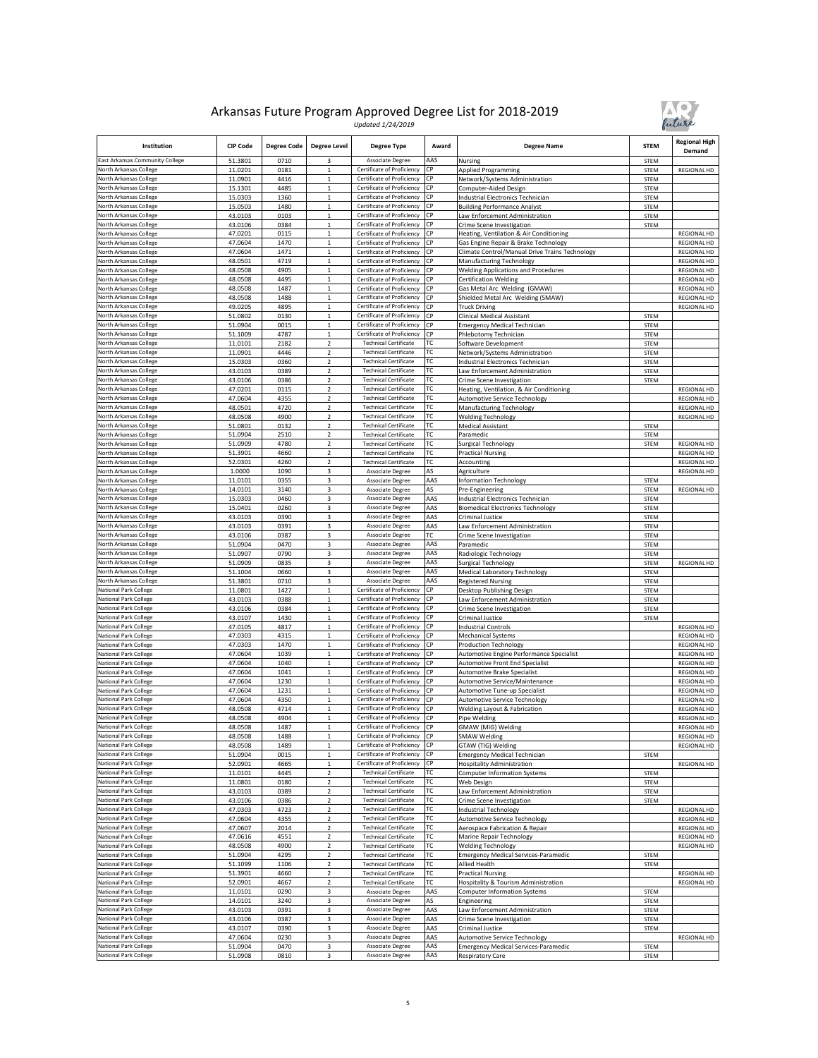# Arkansas Future Program Approved Degree List for 2018-2019

*Updated 1/24/2019*

| Institution | CIP Code | Degree Code | Degree Level | Degree Type | Award | Degree Name | STEM | Regional High Demand |
|---|---|---|---|---|---|---|---|---|
| East Arkansas Community College | 51.3801 | 0710 | 3 | Associate Degree | AAS | Nursing | STEM | |
| North Arkansas College | 11.0201 | 0181 | 1 | Certificate of Proficiency | CP | Applied Programming | STEM | REGIONAL HD |
| North Arkansas College | 11.0901 | 4416 | 1 | Certificate of Proficiency | CP | Network/Systems Administration | STEM | |
| North Arkansas College | 15.1301 | 4485 | 1 | Certificate of Proficiency | CP | Computer-Aided Design | STEM | |
| North Arkansas College | 15.0303 | 1360 | 1 | Certificate of Proficiency | CP | Industrial Electronics Technician | STEM | |
| North Arkansas College | 15.0503 | 1480 | 1 | Certificate of Proficiency | CP | Building Performance Analyst | STEM | |
| North Arkansas College | 43.0103 | 0103 | 1 | Certificate of Proficiency | CP | Law Enforcement Administration | STEM | |
| North Arkansas College | 43.0106 | 0384 | 1 | Certificate of Proficiency | CP | Crime Scene Investigation | STEM | |
| North Arkansas College | 47.0201 | 0115 | 1 | Certificate of Proficiency | CP | Heating, Ventilation & Air Conditioning | | REGIONAL HD |
| North Arkansas College | 47.0604 | 1470 | 1 | Certificate of Proficiency | CP | Gas Engine Repair & Brake Technology | | REGIONAL HD |
| North Arkansas College | 47.0604 | 1471 | 1 | Certificate of Proficiency | CP | Climate Control/Manual Drive Trains Technology | | REGIONAL HD |
| North Arkansas College | 48.0501 | 4719 | 1 | Certificate of Proficiency | CP | Manufacturing Technology | | REGIONAL HD |
| North Arkansas College | 48.0508 | 4905 | 1 | Certificate of Proficiency | CP | Welding Applications and Procedures | | REGIONAL HD |
| North Arkansas College | 48.0508 | 4495 | 1 | Certificate of Proficiency | CP | Certification Welding | | REGIONAL HD |
| North Arkansas College | 48.0508 | 1487 | 1 | Certificate of Proficiency | CP | Gas Metal Arc Welding (GMAW) | | REGIONAL HD |
| North Arkansas College | 48.0508 | 1488 | 1 | Certificate of Proficiency | CP | Shielded Metal Arc Welding (SMAW) | | REGIONAL HD |
| North Arkansas College | 49.0205 | 4895 | 1 | Certificate of Proficiency | CP | Truck Driving | | REGIONAL HD |
| North Arkansas College | 51.0802 | 0130 | 1 | Certificate of Proficiency | CP | Clinical Medical Assistant | STEM | |
| North Arkansas College | 51.0904 | 0015 | 1 | Certificate of Proficiency | CP | Emergency Medical Technician | STEM | |
| North Arkansas College | 51.1009 | 4787 | 1 | Certificate of Proficiency | CP | Phlebotomy Technician | STEM | |
| North Arkansas College | 11.0101 | 2182 | 2 | Technical Certificate | TC | Software Development | STEM | |
| North Arkansas College | 11.0901 | 4446 | 2 | Technical Certificate | TC | Network/Systems Administration | STEM | |
| North Arkansas College | 15.0303 | 0360 | 2 | Technical Certificate | TC | Industrial Electronics Technician | STEM | |
| North Arkansas College | 43.0103 | 0389 | 2 | Technical Certificate | TC | Law Enforcement Administration | STEM | |
| North Arkansas College | 43.0106 | 0386 | 2 | Technical Certificate | TC | Crime Scene Investigation | STEM | |
| North Arkansas College | 47.0201 | 0115 | 2 | Technical Certificate | TC | Heating, Ventilation, & Air Conditioning | | REGIONAL HD |
| North Arkansas College | 47.0604 | 4355 | 2 | Technical Certificate | TC | Automotive Service Technology | | REGIONAL HD |
| North Arkansas College | 48.0501 | 4720 | 2 | Technical Certificate | TC | Manufacturing Technology | | REGIONAL HD |
| North Arkansas College | 48.0508 | 4900 | 2 | Technical Certificate | TC | Welding Technology | | REGIONAL HD |
| North Arkansas College | 51.0801 | 0132 | 2 | Technical Certificate | TC | Medical Assistant | STEM | |
| North Arkansas College | 51.0904 | 2510 | 2 | Technical Certificate | TC | Paramedic | STEM | |
| North Arkansas College | 51.0909 | 4780 | 2 | Technical Certificate | TC | Surgical Technology | STEM | REGIONAL HD |
| North Arkansas College | 51.3901 | 4660 | 2 | Technical Certificate | TC | Practical Nursing | | REGIONAL HD |
| North Arkansas College | 52.0301 | 4260 | 2 | Technical Certificate | TC | Accounting | | REGIONAL HD |
| North Arkansas College | 1.0000 | 1090 | 3 | Associate Degree | AS | Agriculture | | REGIONAL HD |
| North Arkansas College | 11.0101 | 0355 | 3 | Associate Degree | AAS | Information Technology | STEM | |
| North Arkansas College | 14.0101 | 3140 | 3 | Associate Degree | AS | Pre-Engineering | STEM | REGIONAL HD |
| North Arkansas College | 15.0303 | 0460 | 3 | Associate Degree | AAS | Industrial Electronics Technician | STEM | |
| North Arkansas College | 15.0401 | 0260 | 3 | Associate Degree | AAS | Biomedical Electronics Technology | STEM | |
| North Arkansas College | 43.0103 | 0390 | 3 | Associate Degree | AAS | Criminal Justice | STEM | |
| North Arkansas College | 43.0103 | 0391 | 3 | Associate Degree | AAS | Law Enforcement Administration | STEM | |
| North Arkansas College | 43.0106 | 0387 | 3 | Associate Degree | TC | Crime Scene Investigation | STEM | |
| North Arkansas College | 51.0904 | 0470 | 3 | Associate Degree | AAS | Paramedic | STEM | |
| North Arkansas College | 51.0907 | 0790 | 3 | Associate Degree | AAS | Radiologic Technology | STEM | |
| North Arkansas College | 51.0909 | 0835 | 3 | Associate Degree | AAS | Surgical Technology | STEM | REGIONAL HD |
| North Arkansas College | 51.1004 | 0660 | 3 | Associate Degree | AAS | Medical Laboratory Technology | STEM | |
| North Arkansas College | 51.3801 | 0710 | 3 | Associate Degree | AAS | Registered Nursing | STEM | |
| National Park College | 11.0801 | 1427 | 1 | Certificate of Proficiency | CP | Desktop Publishing Design | STEM | |
| National Park College | 43.0103 | 0388 | 1 | Certificate of Proficiency | CP | Law Enforcement Administration | STEM | |
| National Park College | 43.0106 | 0384 | 1 | Certificate of Proficiency | CP | Crime Scene Investigation | STEM | |
| National Park College | 43.0107 | 1430 | 1 | Certificate of Proficiency | CP | Criminal Justice | STEM | |
| National Park College | 47.0105 | 4817 | 1 | Certificate of Proficiency | CP | Industrial Controls | | REGIONAL HD |
| National Park College | 47.0303 | 4315 | 1 | Certificate of Proficiency | CP | Mechanical Systems | | REGIONAL HD |
| National Park College | 47.0303 | 1470 | 1 | Certificate of Proficiency | CP | Production Technology | | REGIONAL HD |
| National Park College | 47.0604 | 1039 | 1 | Certificate of Proficiency | CP | Automotive Engine Performance Specialist | | REGIONAL HD |
| National Park College | 47.0604 | 1040 | 1 | Certificate of Proficiency | CP | Automotive Front End Specialist | | REGIONAL HD |
| National Park College | 47.0604 | 1041 | 1 | Certificate of Proficiency | CP | Automotive Brake Specialist | | REGIONAL HD |
| National Park College | 47.0604 | 1230 | 1 | Certificate of Proficiency | CP | Automotive Service/Maintenance | | REGIONAL HD |
| National Park College | 47.0604 | 1231 | 1 | Certificate of Proficiency | CP | Automotive Tune-up Specialist | | REGIONAL HD |
| National Park College | 47.0604 | 4350 | 1 | Certificate of Proficiency | CP | Automotive Service Technology | | REGIONAL HD |
| National Park College | 48.0508 | 4714 | 1 | Certificate of Proficiency | CP | Welding Layout & Fabrication | | REGIONAL HD |
| National Park College | 48.0508 | 4904 | 1 | Certificate of Proficiency | CP | Pipe Welding | | REGIONAL HD |
| National Park College | 48.0508 | 1487 | 1 | Certificate of Proficiency | CP | GMAW (MIG) Welding | | REGIONAL HD |
| National Park College | 48.0508 | 1488 | 1 | Certificate of Proficiency | CP | SMAW Welding | | REGIONAL HD |
| National Park College | 48.0508 | 1489 | 1 | Certificate of Proficiency | CP | GTAW (TIG) Welding | | REGIONAL HD |
| National Park College | 51.0904 | 0015 | 1 | Certificate of Proficiency | CP | Emergency Medical Technician | STEM | |
| National Park College | 52.0901 | 4665 | 1 | Certificate of Proficiency | CP | Hospitality Administration | | REGIONAL HD |
| National Park College | 11.0101 | 4445 | 2 | Technical Certificate | TC | Computer Information Systems | STEM | |
| National Park College | 11.0801 | 0180 | 2 | Technical Certificate | TC | Web Design | STEM | |
| National Park College | 43.0103 | 0389 | 2 | Technical Certificate | TC | Law Enforcement Administration | STEM | |
| National Park College | 43.0106 | 0386 | 2 | Technical Certificate | TC | Crime Scene Investigation | STEM | |
| National Park College | 47.0303 | 4723 | 2 | Technical Certificate | TC | Industrial Technology | | REGIONAL HD |
| National Park College | 47.0604 | 4355 | 2 | Technical Certificate | TC | Automotive Service Technology | | REGIONAL HD |
| National Park College | 47.0607 | 2014 | 2 | Technical Certificate | TC | Aerospace Fabrication & Repair | | REGIONAL HD |
| National Park College | 47.0616 | 4551 | 2 | Technical Certificate | TC | Marine Repair Technology | | REGIONAL HD |
| National Park College | 48.0508 | 4900 | 2 | Technical Certificate | TC | Welding Technology | | REGIONAL HD |
| National Park College | 51.0904 | 4295 | 2 | Technical Certificate | TC | Emergency Medical Services-Paramedic | STEM | |
| National Park College | 51.1099 | 1106 | 2 | Technical Certificate | TC | Allied Health | STEM | |
| National Park College | 51.3901 | 4660 | 2 | Technical Certificate | TC | Practical Nursing | | REGIONAL HD |
| National Park College | 52.0901 | 4667 | 2 | Technical Certificate | TC | Hospitality & Tourism Administration | | REGIONAL HD |
| National Park College | 11.0101 | 0290 | 3 | Associate Degree | AAS | Computer Information Systems | STEM | |
| National Park College | 14.0101 | 3240 | 3 | Associate Degree | AS | Engineering | STEM | |
| National Park College | 43.0103 | 0391 | 3 | Associate Degree | AAS | Law Enforcement Administration | STEM | |
| National Park College | 43.0106 | 0387 | 3 | Associate Degree | AAS | Crime Scene Investigation | STEM | |
| National Park College | 43.0107 | 0390 | 3 | Associate Degree | AAS | Criminal Justice | STEM | |
| National Park College | 47.0604 | 0230 | 3 | Associate Degree | AAS | Automotive Service Technology | | REGIONAL HD |
| National Park College | 51.0904 | 0470 | 3 | Associate Degree | AAS | Emergency Medical Services-Paramedic | STEM | |
| National Park College | 51.0908 | 0810 | 3 | Associate Degree | AAS | Respiratory Care | STEM | |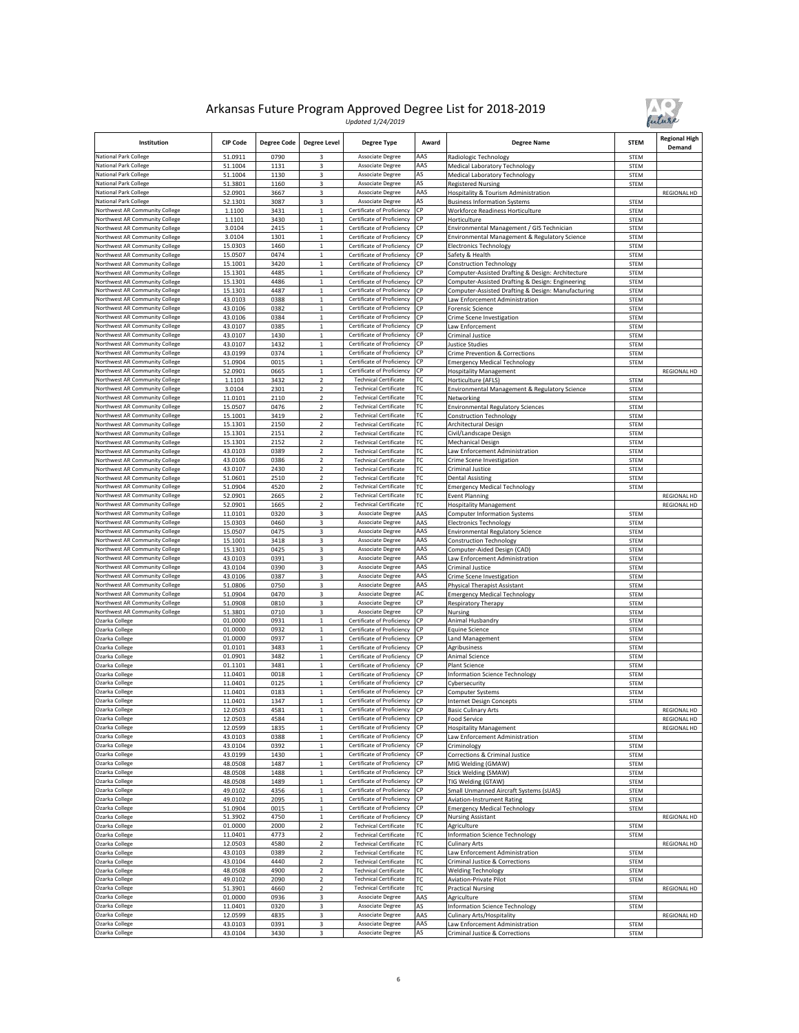# Arkansas Future Program Approved Degree List for 2018-2019

*Updated 1/24/2019*

| Institution | CIP Code | Degree Code | Degree Level | Degree Type | Award | Degree Name | STEM | Regional High Demand |
|---|---|---|---|---|---|---|---|---|
| National Park College | 51.0911 | 0790 | 3 | Associate Degree | AAS | Radiologic Technology | STEM | |
| National Park College | 51.1004 | 1131 | 3 | Associate Degree | AAS | Medical Laboratory Technology | STEM | |
| National Park College | 51.1004 | 1130 | 3 | Associate Degree | AS | Medical Laboratory Technology | STEM | |
| National Park College | 51.3801 | 1160 | 3 | Associate Degree | AS | Registered Nursing | STEM | |
| National Park College | 52.0901 | 3667 | 3 | Associate Degree | AAS | Hospitality & Tourism Administration | | REGIONAL HD |
| National Park College | 52.1301 | 3087 | 3 | Associate Degree | AS | Business Information Systems | STEM | |
| Northwest AR Community College | 1.1100 | 3431 | 1 | Certificate of Proficiency | CP | Workforce Readiness Horticulture | STEM | |
| Northwest AR Community College | 1.1101 | 3430 | 1 | Certificate of Proficiency | CP | Horticulture | STEM | |
| Northwest AR Community College | 3.0104 | 2415 | 1 | Certificate of Proficiency | CP | Environmental Management / GIS Technician | STEM | |
| Northwest AR Community College | 3.0104 | 1301 | 1 | Certificate of Proficiency | CP | Environmental Management & Regulatory Science | STEM | |
| Northwest AR Community College | 15.0303 | 1460 | 1 | Certificate of Proficiency | CP | Electronics Technology | STEM | |
| Northwest AR Community College | 15.0507 | 0474 | 1 | Certificate of Proficiency | CP | Safety & Health | STEM | |
| Northwest AR Community College | 15.1001 | 3420 | 1 | Certificate of Proficiency | CP | Construction Technology | STEM | |
| Northwest AR Community College | 15.1301 | 4485 | 1 | Certificate of Proficiency | CP | Computer-Assisted Drafting & Design: Architecture | STEM | |
| Northwest AR Community College | 15.1301 | 4486 | 1 | Certificate of Proficiency | CP | Computer-Assisted Drafting & Design: Engineering | STEM | |
| Northwest AR Community College | 15.1301 | 4487 | 1 | Certificate of Proficiency | CP | Computer-Assisted Drafting & Design: Manufacturing | STEM | |
| Northwest AR Community College | 43.0103 | 0388 | 1 | Certificate of Proficiency | CP | Law Enforcement Administration | STEM | |
| Northwest AR Community College | 43.0106 | 0382 | 1 | Certificate of Proficiency | CP | Forensic Science | STEM | |
| Northwest AR Community College | 43.0106 | 0384 | 1 | Certificate of Proficiency | CP | Crime Scene Investigation | STEM | |
| Northwest AR Community College | 43.0107 | 0385 | 1 | Certificate of Proficiency | CP | Law Enforcement | STEM | |
| Northwest AR Community College | 43.0107 | 1430 | 1 | Certificate of Proficiency | CP | Criminal Justice | STEM | |
| Northwest AR Community College | 43.0107 | 1432 | 1 | Certificate of Proficiency | CP | Justice Studies | STEM | |
| Northwest AR Community College | 43.0199 | 0374 | 1 | Certificate of Proficiency | CP | Crime Prevention & Corrections | STEM | |
| Northwest AR Community College | 51.0904 | 0015 | 1 | Certificate of Proficiency | CP | Emergency Medical Technology | STEM | |
| Northwest AR Community College | 52.0901 | 0665 | 1 | Certificate of Proficiency | CP | Hospitality Management | | REGIONAL HD |
| Northwest AR Community College | 1.1103 | 3432 | 2 | Technical Certificate | TC | Horticulture (AFLS) | STEM | |
| Northwest AR Community College | 3.0104 | 2301 | 2 | Technical Certificate | TC | Environmental Management & Regulatory Science | STEM | |
| Northwest AR Community College | 11.0101 | 2110 | 2 | Technical Certificate | TC | Networking | STEM | |
| Northwest AR Community College | 15.0507 | 0476 | 2 | Technical Certificate | TC | Environmental Regulatory Sciences | STEM | |
| Northwest AR Community College | 15.1001 | 3419 | 2 | Technical Certificate | TC | Construction Technology | STEM | |
| Northwest AR Community College | 15.1301 | 2150 | 2 | Technical Certificate | TC | Architectural Design | STEM | |
| Northwest AR Community College | 15.1301 | 2151 | 2 | Technical Certificate | TC | Civil/Landscape Design | STEM | |
| Northwest AR Community College | 15.1301 | 2152 | 2 | Technical Certificate | TC | Mechanical Design | STEM | |
| Northwest AR Community College | 43.0103 | 0389 | 2 | Technical Certificate | TC | Law Enforcement Administration | STEM | |
| Northwest AR Community College | 43.0106 | 0386 | 2 | Technical Certificate | TC | Crime Scene Investigation | STEM | |
| Northwest AR Community College | 43.0107 | 2430 | 2 | Technical Certificate | TC | Criminal Justice | STEM | |
| Northwest AR Community College | 51.0601 | 2510 | 2 | Technical Certificate | TC | Dental Assisting | STEM | |
| Northwest AR Community College | 51.0904 | 4520 | 2 | Technical Certificate | TC | Emergency Medical Technology | STEM | |
| Northwest AR Community College | 52.0901 | 2665 | 2 | Technical Certificate | TC | Event Planning | | REGIONAL HD |
| Northwest AR Community College | 52.0901 | 1665 | 2 | Technical Certificate | TC | Hospitality Management | | REGIONAL HD |
| Northwest AR Community College | 11.0101 | 0320 | 3 | Associate Degree | AAS | Computer Information Systems | STEM | |
| Northwest AR Community College | 15.0303 | 0460 | 3 | Associate Degree | AAS | Electronics Technology | STEM | |
| Northwest AR Community College | 15.0507 | 0475 | 3 | Associate Degree | AAS | Environmental Regulatory Science | STEM | |
| Northwest AR Community College | 15.1001 | 3418 | 3 | Associate Degree | AAS | Construction Technology | STEM | |
| Northwest AR Community College | 15.1301 | 0425 | 3 | Associate Degree | AAS | Computer-Aided Design (CAD) | STEM | |
| Northwest AR Community College | 43.0103 | 0391 | 3 | Associate Degree | AAS | Law Enforcement Administration | STEM | |
| Northwest AR Community College | 43.0104 | 0390 | 3 | Associate Degree | AAS | Criminal Justice | STEM | |
| Northwest AR Community College | 43.0106 | 0387 | 3 | Associate Degree | AAS | Crime Scene Investigation | STEM | |
| Northwest AR Community College | 51.0806 | 0750 | 3 | Associate Degree | AAS | Physical Therapist Assistant | STEM | |
| Northwest AR Community College | 51.0904 | 0470 | 3 | Associate Degree | AC | Emergency Medical Technology | STEM | |
| Northwest AR Community College | 51.0908 | 0810 | 3 | Associate Degree | CP | Respiratory Therapy | STEM | |
| Northwest AR Community College | 51.3801 | 0710 | 3 | Associate Degree | CP | Nursing | STEM | |
| Ozarka College | 01.0000 | 0931 | 1 | Certificate of Proficiency | CP | Animal Husbandry | STEM | |
| Ozarka College | 01.0000 | 0932 | 1 | Certificate of Proficiency | CP | Equine Science | STEM | |
| Ozarka College | 01.0000 | 0937 | 1 | Certificate of Proficiency | CP | Land Management | STEM | |
| Ozarka College | 01.0101 | 3483 | 1 | Certificate of Proficiency | CP | Agribusiness | STEM | |
| Ozarka College | 01.0901 | 3482 | 1 | Certificate of Proficiency | CP | Animal Science | STEM | |
| Ozarka College | 01.1101 | 3481 | 1 | Certificate of Proficiency | CP | Plant Science | STEM | |
| Ozarka College | 11.0401 | 0018 | 1 | Certificate of Proficiency | CP | Information Science Technology | STEM | |
| Ozarka College | 11.0401 | 0125 | 1 | Certificate of Proficiency | CP | Cybersecurity | STEM | |
| Ozarka College | 11.0401 | 0183 | 1 | Certificate of Proficiency | CP | Computer Systems | STEM | |
| Ozarka College | 11.0401 | 1347 | 1 | Certificate of Proficiency | CP | Internet Design Concepts | STEM | |
| Ozarka College | 12.0503 | 4581 | 1 | Certificate of Proficiency | CP | Basic Culinary Arts | | REGIONAL HD |
| Ozarka College | 12.0503 | 4584 | 1 | Certificate of Proficiency | CP | Food Service | | REGIONAL HD |
| Ozarka College | 12.0599 | 1835 | 1 | Certificate of Proficiency | CP | Hospitality Management | | REGIONAL HD |
| Ozarka College | 43.0103 | 0388 | 1 | Certificate of Proficiency | CP | Law Enforcement Administration | STEM | |
| Ozarka College | 43.0104 | 0392 | 1 | Certificate of Proficiency | CP | Criminology | STEM | |
| Ozarka College | 43.0199 | 1430 | 1 | Certificate of Proficiency | CP | Corrections & Criminal Justice | STEM | |
| Ozarka College | 48.0508 | 1487 | 1 | Certificate of Proficiency | CP | MIG Welding (GMAW) | STEM | |
| Ozarka College | 48.0508 | 1488 | 1 | Certificate of Proficiency | CP | Stick Welding (SMAW) | STEM | |
| Ozarka College | 48.0508 | 1489 | 1 | Certificate of Proficiency | CP | TIG Welding (GTAW) | STEM | |
| Ozarka College | 49.0102 | 4356 | 1 | Certificate of Proficiency | CP | Small Unmanned Aircraft Systems (sUAS) | STEM | |
| Ozarka College | 49.0102 | 2095 | 1 | Certificate of Proficiency | CP | Aviation-Instrument Rating | STEM | |
| Ozarka College | 51.0904 | 0015 | 1 | Certificate of Proficiency | CP | Emergency Medical Technology | STEM | |
| Ozarka College | 51.3902 | 4750 | 1 | Certificate of Proficiency | CP | Nursing Assistant | | REGIONAL HD |
| Ozarka College | 01.0000 | 2000 | 2 | Technical Certificate | TC | Agriculture | STEM | |
| Ozarka College | 11.0401 | 4773 | 2 | Technical Certificate | TC | Information Science Technology | STEM | |
| Ozarka College | 12.0503 | 4580 | 2 | Technical Certificate | TC | Culinary Arts | | REGIONAL HD |
| Ozarka College | 43.0103 | 0389 | 2 | Technical Certificate | TC | Law Enforcement Administration | STEM | |
| Ozarka College | 43.0104 | 4440 | 2 | Technical Certificate | TC | Criminal Justice & Corrections | STEM | |
| Ozarka College | 48.0508 | 4900 | 2 | Technical Certificate | TC | Welding Technology | STEM | |
| Ozarka College | 49.0102 | 2090 | 2 | Technical Certificate | TC | Aviation-Private Pilot | STEM | |
| Ozarka College | 51.3901 | 4660 | 2 | Technical Certificate | TC | Practical Nursing | | REGIONAL HD |
| Ozarka College | 01.0000 | 0936 | 3 | Associate Degree | AAS | Agriculture | STEM | |
| Ozarka College | 11.0401 | 0320 | 3 | Associate Degree | AS | Information Science Technology | STEM | |
| Ozarka College | 12.0599 | 4835 | 3 | Associate Degree | AAS | Culinary Arts/Hospitality | | REGIONAL HD |
| Ozarka College | 43.0103 | 0391 | 3 | Associate Degree | AAS | Law Enforcement Administration | STEM | |
| Ozarka College | 43.0104 | 3430 | 3 | Associate Degree | AS | Criminal Justice & Corrections | STEM | |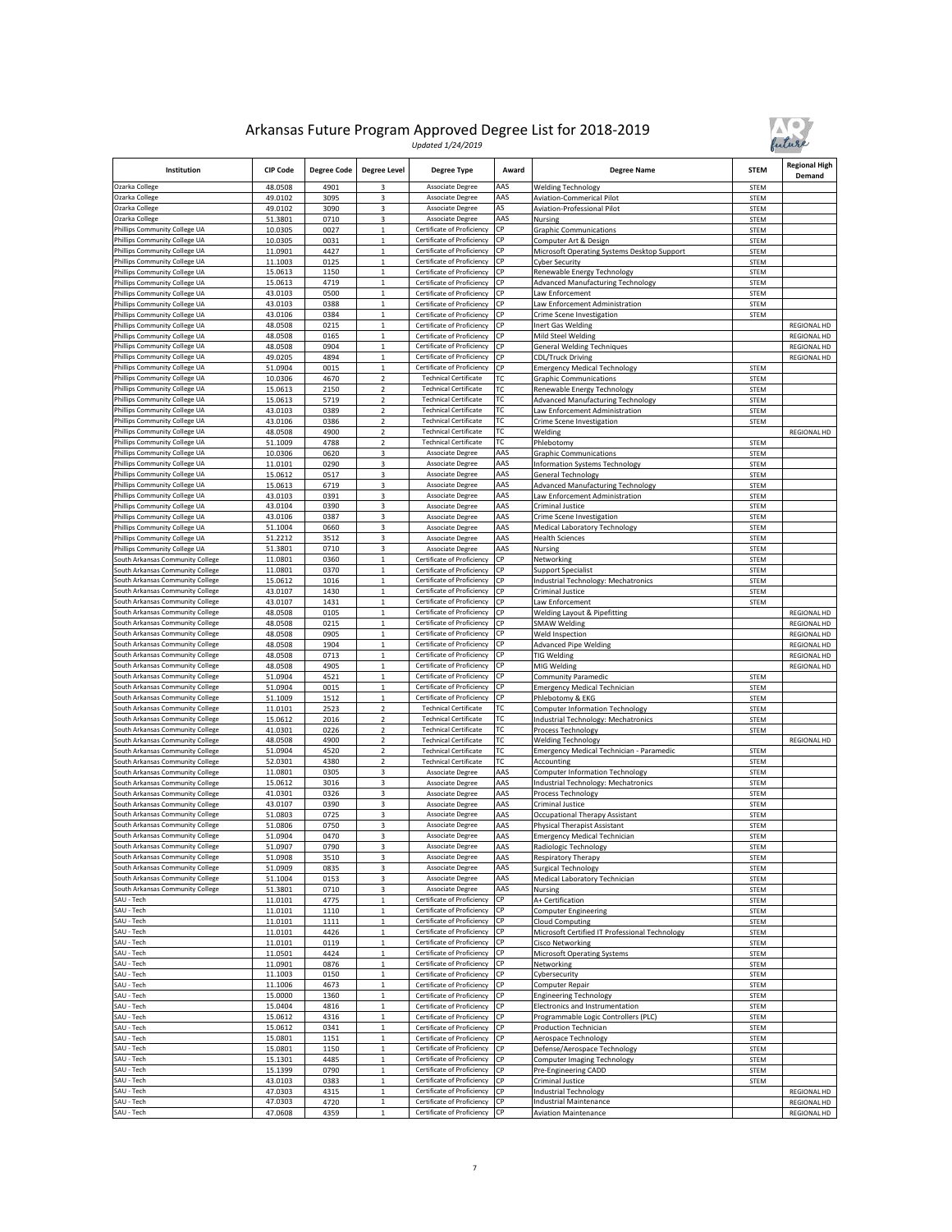# Arkansas Future Program Approved Degree List for 2018-2019

*Updated 1/24/2019*

| Institution | CIP Code | Degree Code | Degree Level | Degree Type | Award | Degree Name | STEM | Regional High Demand |
|---|---|---|---|---|---|---|---|---|
| Ozarka College | 48.0508 | 4901 | 3 | Associate Degree | AAS | Welding Technology | STEM | |
| Ozarka College | 49.0102 | 3095 | 3 | Associate Degree | AAS | Aviation-Commerical Pilot | STEM | |
| Ozarka College | 49.0102 | 3090 | 3 | Associate Degree | AS | Aviation-Professional Pilot | STEM | |
| Ozarka College | 51.3801 | 0710 | 3 | Associate Degree | AAS | Nursing | STEM | |
| Phillips Community College UA | 10.0305 | 0027 | 1 | Certificate of Proficiency | CP | Graphic Communications | STEM | |
| Phillips Community College UA | 10.0305 | 0031 | 1 | Certificate of Proficiency | CP | Computer Art & Design | STEM | |
| Phillips Community College UA | 11.0901 | 4427 | 1 | Certificate of Proficiency | CP | Microsoft Operating Systems Desktop Support | STEM | |
| Phillips Community College UA | 11.1003 | 0125 | 1 | Certificate of Proficiency | CP | Cyber Security | STEM | |
| Phillips Community College UA | 15.0613 | 1150 | 1 | Certificate of Proficiency | CP | Renewable Energy Technology | STEM | |
| Phillips Community College UA | 15.0613 | 4719 | 1 | Certificate of Proficiency | CP | Advanced Manufacturing Technology | STEM | |
| Phillips Community College UA | 43.0103 | 0500 | 1 | Certificate of Proficiency | CP | Law Enforcement | STEM | |
| Phillips Community College UA | 43.0103 | 0388 | 1 | Certificate of Proficiency | CP | Law Enforcement Administration | STEM | |
| Phillips Community College UA | 43.0106 | 0384 | 1 | Certificate of Proficiency | CP | Crime Scene Investigation | STEM | |
| Phillips Community College UA | 48.0508 | 0215 | 1 | Certificate of Proficiency | CP | Inert Gas Welding | | REGIONAL HD |
| Phillips Community College UA | 48.0508 | 0165 | 1 | Certificate of Proficiency | CP | Mild Steel Welding | | REGIONAL HD |
| Phillips Community College UA | 48.0508 | 0904 | 1 | Certificate of Proficiency | CP | General Welding Techniques | | REGIONAL HD |
| Phillips Community College UA | 49.0205 | 4894 | 1 | Certificate of Proficiency | CP | CDL/Truck Driving | | REGIONAL HD |
| Phillips Community College UA | 51.0904 | 0015 | 1 | Certificate of Proficiency | CP | Emergency Medical Technology | STEM | |
| Phillips Community College UA | 10.0306 | 4670 | 2 | Technical Certificate | TC | Graphic Communications | STEM | |
| Phillips Community College UA | 15.0613 | 2150 | 2 | Technical Certificate | TC | Renewable Energy Technology | STEM | |
| Phillips Community College UA | 15.0613 | 5719 | 2 | Technical Certificate | TC | Advanced Manufacturing Technology | STEM | |
| Phillips Community College UA | 43.0103 | 0389 | 2 | Technical Certificate | TC | Law Enforcement Administration | STEM | |
| Phillips Community College UA | 43.0106 | 0386 | 2 | Technical Certificate | TC | Crime Scene Investigation | STEM | |
| Phillips Community College UA | 48.0508 | 4900 | 2 | Technical Certificate | TC | Welding | | REGIONAL HD |
| Phillips Community College UA | 51.1009 | 4788 | 2 | Technical Certificate | TC | Phlebotomy | STEM | |
| Phillips Community College UA | 10.0306 | 0620 | 3 | Associate Degree | AAS | Graphic Communications | STEM | |
| Phillips Community College UA | 11.0101 | 0290 | 3 | Associate Degree | AAS | Information Systems Technology | STEM | |
| Phillips Community College UA | 15.0612 | 0517 | 3 | Associate Degree | AAS | General Technology | STEM | |
| Phillips Community College UA | 15.0613 | 6719 | 3 | Associate Degree | AAS | Advanced Manufacturing Technology | STEM | |
| Phillips Community College UA | 43.0103 | 0391 | 3 | Associate Degree | AAS | Law Enforcement Administration | STEM | |
| Phillips Community College UA | 43.0104 | 0390 | 3 | Associate Degree | AAS | Criminal Justice | STEM | |
| Phillips Community College UA | 43.0106 | 0387 | 3 | Associate Degree | AAS | Crime Scene Investigation | STEM | |
| Phillips Community College UA | 51.1004 | 0660 | 3 | Associate Degree | AAS | Medical Laboratory Technology | STEM | |
| Phillips Community College UA | 51.2212 | 3512 | 3 | Associate Degree | AAS | Health Sciences | STEM | |
| Phillips Community College UA | 51.3801 | 0710 | 3 | Associate Degree | AAS | Nursing | STEM | |
| South Arkansas Community College | 11.0801 | 0360 | 1 | Certificate of Proficiency | CP | Networking | STEM | |
| South Arkansas Community College | 11.0801 | 0370 | 1 | Certificate of Proficiency | CP | Support Specialist | STEM | |
| South Arkansas Community College | 15.0612 | 1016 | 1 | Certificate of Proficiency | CP | Industrial Technology: Mechatronics | STEM | |
| South Arkansas Community College | 43.0107 | 1430 | 1 | Certificate of Proficiency | CP | Criminal Justice | STEM | |
| South Arkansas Community College | 43.0107 | 1431 | 1 | Certificate of Proficiency | CP | Law Enforcement | STEM | |
| South Arkansas Community College | 48.0508 | 0105 | 1 | Certificate of Proficiency | CP | Welding Layout & Pipefitting | | REGIONAL HD |
| South Arkansas Community College | 48.0508 | 0215 | 1 | Certificate of Proficiency | CP | SMAW Welding | | REGIONAL HD |
| South Arkansas Community College | 48.0508 | 0905 | 1 | Certificate of Proficiency | CP | Weld Inspection | | REGIONAL HD |
| South Arkansas Community College | 48.0508 | 1904 | 1 | Certificate of Proficiency | CP | Advanced Pipe Welding | | REGIONAL HD |
| South Arkansas Community College | 48.0508 | 0713 | 1 | Certificate of Proficiency | CP | TIG Welding | | REGIONAL HD |
| South Arkansas Community College | 48.0508 | 4905 | 1 | Certificate of Proficiency | CP | MIG Welding | | REGIONAL HD |
| South Arkansas Community College | 51.0904 | 4521 | 1 | Certificate of Proficiency | CP | Community Paramedic | STEM | |
| South Arkansas Community College | 51.0904 | 0015 | 1 | Certificate of Proficiency | CP | Emergency Medical Technician | STEM | |
| South Arkansas Community College | 51.1009 | 1512 | 1 | Certificate of Proficiency | CP | Phlebotomy & EKG | STEM | |
| South Arkansas Community College | 11.0101 | 2523 | 2 | Technical Certificate | TC | Computer Information Technology | STEM | |
| South Arkansas Community College | 15.0612 | 2016 | 2 | Technical Certificate | TC | Industrial Technology: Mechatronics | STEM | |
| South Arkansas Community College | 41.0301 | 0226 | 2 | Technical Certificate | TC | Process Technology | STEM | |
| South Arkansas Community College | 48.0508 | 4900 | 2 | Technical Certificate | TC | Welding Technology | | REGIONAL HD |
| South Arkansas Community College | 51.0904 | 4520 | 2 | Technical Certificate | TC | Emergency Medical Technician - Paramedic | STEM | |
| South Arkansas Community College | 52.0301 | 4380 | 2 | Technical Certificate | TC | Accounting | STEM | |
| South Arkansas Community College | 11.0801 | 0305 | 3 | Associate Degree | AAS | Computer Information Technology | STEM | |
| South Arkansas Community College | 15.0612 | 3016 | 3 | Associate Degree | AAS | Industrial Technology: Mechatronics | STEM | |
| South Arkansas Community College | 41.0301 | 0326 | 3 | Associate Degree | AAS | Process Technology | STEM | |
| South Arkansas Community College | 43.0107 | 0390 | 3 | Associate Degree | AAS | Criminal Justice | STEM | |
| South Arkansas Community College | 51.0803 | 0725 | 3 | Associate Degree | AAS | Occupational Therapy Assistant | STEM | |
| South Arkansas Community College | 51.0806 | 0750 | 3 | Associate Degree | AAS | Physical Therapist Assistant | STEM | |
| South Arkansas Community College | 51.0904 | 0470 | 3 | Associate Degree | AAS | Emergency Medical Technician | STEM | |
| South Arkansas Community College | 51.0907 | 0790 | 3 | Associate Degree | AAS | Radiologic Technology | STEM | |
| South Arkansas Community College | 51.0908 | 3510 | 3 | Associate Degree | AAS | Respiratory Therapy | STEM | |
| South Arkansas Community College | 51.0909 | 0835 | 3 | Associate Degree | AAS | Surgical Technology | STEM | |
| South Arkansas Community College | 51.1004 | 0153 | 3 | Associate Degree | AAS | Medical Laboratory Technician | STEM | |
| South Arkansas Community College | 51.3801 | 0710 | 3 | Associate Degree | AAS | Nursing | STEM | |
| SAU - Tech | 11.0101 | 4775 | 1 | Certificate of Proficiency | CP | A+ Certification | STEM | |
| SAU - Tech | 11.0101 | 1110 | 1 | Certificate of Proficiency | CP | Computer Engineering | STEM | |
| SAU - Tech | 11.0101 | 1111 | 1 | Certificate of Proficiency | CP | Cloud Computing | STEM | |
| SAU - Tech | 11.0101 | 4426 | 1 | Certificate of Proficiency | CP | Microsoft Certified IT Professional Technology | STEM | |
| SAU - Tech | 11.0101 | 0119 | 1 | Certificate of Proficiency | CP | Cisco Networking | STEM | |
| SAU - Tech | 11.0501 | 4424 | 1 | Certificate of Proficiency | CP | Microsoft Operating Systems | STEM | |
| SAU - Tech | 11.0901 | 0876 | 1 | Certificate of Proficiency | CP | Networking | STEM | |
| SAU - Tech | 11.1003 | 0150 | 1 | Certificate of Proficiency | CP | Cybersecurity | STEM | |
| SAU - Tech | 11.1006 | 4673 | 1 | Certificate of Proficiency | CP | Computer Repair | STEM | |
| SAU - Tech | 15.0000 | 1360 | 1 | Certificate of Proficiency | CP | Engineering Technology | STEM | |
| SAU - Tech | 15.0404 | 4816 | 1 | Certificate of Proficiency | CP | Electronics and Instrumentation | STEM | |
| SAU - Tech | 15.0612 | 4316 | 1 | Certificate of Proficiency | CP | Programmable Logic Controllers (PLC) | STEM | |
| SAU - Tech | 15.0612 | 0341 | 1 | Certificate of Proficiency | CP | Production Technician | STEM | |
| SAU - Tech | 15.0801 | 1151 | 1 | Certificate of Proficiency | CP | Aerospace Technology | STEM | |
| SAU - Tech | 15.0801 | 1150 | 1 | Certificate of Proficiency | CP | Defense/Aerospace Technology | STEM | |
| SAU - Tech | 15.1301 | 4485 | 1 | Certificate of Proficiency | CP | Computer Imaging Technology | STEM | |
| SAU - Tech | 15.1399 | 0790 | 1 | Certificate of Proficiency | CP | Pre-Engineering CADD | STEM | |
| SAU - Tech | 43.0103 | 0383 | 1 | Certificate of Proficiency | CP | Criminal Justice | STEM | |
| SAU - Tech | 47.0303 | 4315 | 1 | Certificate of Proficiency | CP | Industrial Technology | | REGIONAL HD |
| SAU - Tech | 47.0303 | 4720 | 1 | Certificate of Proficiency | CP | Industrial Maintenance | | REGIONAL HD |
| SAU - Tech | 47.0608 | 4359 | 1 | Certificate of Proficiency | CP | Aviation Maintenance | | REGIONAL HD |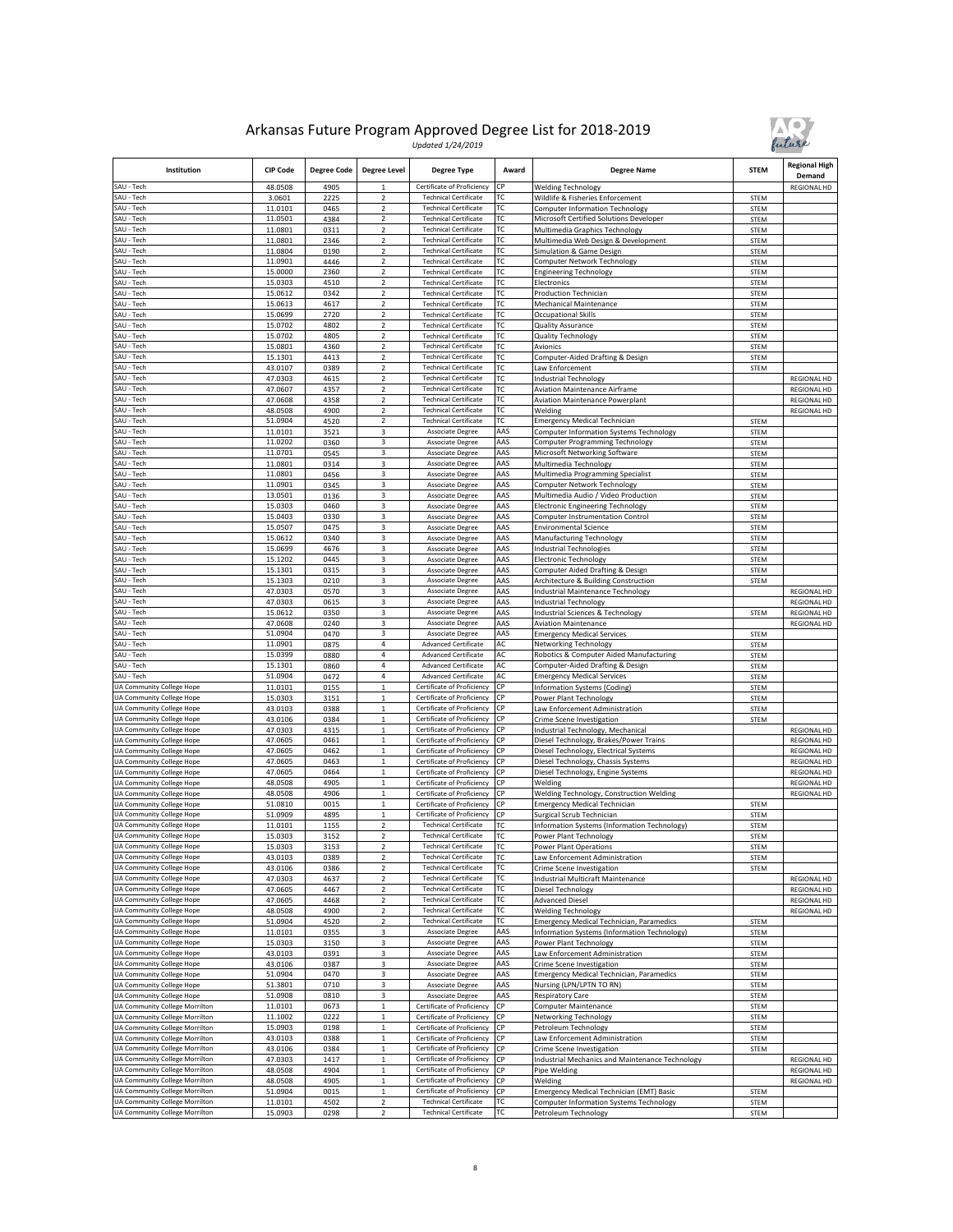# Arkansas Future Program Approved Degree List for 2018-2019

*Updated 1/24/2019*

| Institution | CIP Code | Degree Code | Degree Level | Degree Type | Award | Degree Name | STEM | Regional High Demand |
|---|---|---|---|---|---|---|---|---|
| SAU - Tech | 48.0508 | 4905 | 1 | Certificate of Proficiency | CP | Welding Technology | | REGIONAL HD |
| SAU - Tech | 3.0601 | 2225 | 2 | Technical Certificate | TC | Wildlife & Fisheries Enforcement | STEM | |
| SAU - Tech | 11.0101 | 0465 | 2 | Technical Certificate | TC | Computer Information Technology | STEM | |
| SAU - Tech | 11.0501 | 4384 | 2 | Technical Certificate | TC | Microsoft Certified Solutions Developer | STEM | |
| SAU - Tech | 11.0801 | 0311 | 2 | Technical Certificate | TC | Multimedia Graphics Technology | STEM | |
| SAU - Tech | 11.0801 | 2346 | 2 | Technical Certificate | TC | Multimedia Web Design & Development | STEM | |
| SAU - Tech | 11.0804 | 0190 | 2 | Technical Certificate | TC | Simulation & Game Design | STEM | |
| SAU - Tech | 11.0901 | 4446 | 2 | Technical Certificate | TC | Computer Network Technology | STEM | |
| SAU - Tech | 15.0000 | 2360 | 2 | Technical Certificate | TC | Engineering Technology | STEM | |
| SAU - Tech | 15.0303 | 4510 | 2 | Technical Certificate | TC | Electronics | STEM | |
| SAU - Tech | 15.0612 | 0342 | 2 | Technical Certificate | TC | Production Technician | STEM | |
| SAU - Tech | 15.0613 | 4617 | 2 | Technical Certificate | TC | Mechanical Maintenance | STEM | |
| SAU - Tech | 15.0699 | 2720 | 2 | Technical Certificate | TC | Occupational Skills | STEM | |
| SAU - Tech | 15.0702 | 4802 | 2 | Technical Certificate | TC | Quality Assurance | STEM | |
| SAU - Tech | 15.0702 | 4805 | 2 | Technical Certificate | TC | Quality Technology | STEM | |
| SAU - Tech | 15.0801 | 4360 | 2 | Technical Certificate | TC | Avionics | STEM | |
| SAU - Tech | 15.1301 | 4413 | 2 | Technical Certificate | TC | Computer-Aided Drafting & Design | STEM | |
| SAU - Tech | 43.0107 | 0389 | 2 | Technical Certificate | TC | Law Enforcement | STEM | |
| SAU - Tech | 47.0303 | 4615 | 2 | Technical Certificate | TC | Industrial Technology | | REGIONAL HD |
| SAU - Tech | 47.0607 | 4357 | 2 | Technical Certificate | TC | Aviation Maintenance Airframe | | REGIONAL HD |
| SAU - Tech | 47.0608 | 4358 | 2 | Technical Certificate | TC | Aviation Maintenance Powerplant | | REGIONAL HD |
| SAU - Tech | 48.0508 | 4900 | 2 | Technical Certificate | TC | Welding | | REGIONAL HD |
| SAU - Tech | 51.0904 | 4520 | 2 | Technical Certificate | TC | Emergency Medical Technician | STEM | |
| SAU - Tech | 11.0101 | 3521 | 3 | Associate Degree | AAS | Computer Information Systems Technology | STEM | |
| SAU - Tech | 11.0202 | 0360 | 3 | Associate Degree | AAS | Computer Programming Technology | STEM | |
| SAU - Tech | 11.0701 | 0545 | 3 | Associate Degree | AAS | Microsoft Networking Software | STEM | |
| SAU - Tech | 11.0801 | 0314 | 3 | Associate Degree | AAS | Multimedia Technology | STEM | |
| SAU - Tech | 11.0801 | 0456 | 3 | Associate Degree | AAS | Multimedia Programming Specialist | STEM | |
| SAU - Tech | 11.0901 | 0345 | 3 | Associate Degree | AAS | Computer Network Technology | STEM | |
| SAU - Tech | 13.0501 | 0136 | 3 | Associate Degree | AAS | Multimedia Audio / Video Production | STEM | |
| SAU - Tech | 15.0303 | 0460 | 3 | Associate Degree | AAS | Electronic Engineering Technology | STEM | |
| SAU - Tech | 15.0403 | 0330 | 3 | Associate Degree | AAS | Computer Instrumentation Control | STEM | |
| SAU - Tech | 15.0507 | 0475 | 3 | Associate Degree | AAS | Environmental Science | STEM | |
| SAU - Tech | 15.0612 | 0340 | 3 | Associate Degree | AAS | Manufacturing Technology | STEM | |
| SAU - Tech | 15.0699 | 4676 | 3 | Associate Degree | AAS | Industrial Technologies | STEM | |
| SAU - Tech | 15.1202 | 0445 | 3 | Associate Degree | AAS | Electronic Technology | STEM | |
| SAU - Tech | 15.1301 | 0315 | 3 | Associate Degree | AAS | Computer Aided Drafting & Design | STEM | |
| SAU - Tech | 15.1303 | 0210 | 3 | Associate Degree | AAS | Architecture & Building Construction | STEM | |
| SAU - Tech | 47.0303 | 0570 | 3 | Associate Degree | AAS | Industrial Maintenance Technology | | REGIONAL HD |
| SAU - Tech | 47.0303 | 0615 | 3 | Associate Degree | AAS | Industrial Technology | | REGIONAL HD |
| SAU - Tech | 15.0612 | 0350 | 3 | Associate Degree | AAS | Industrial Sciences & Technology | STEM | REGIONAL HD |
| SAU - Tech | 47.0608 | 0240 | 3 | Associate Degree | AAS | Aviation Maintenance | | REGIONAL HD |
| SAU - Tech | 51.0904 | 0470 | 3 | Associate Degree | AAS | Emergency Medical Services | STEM | |
| SAU - Tech | 11.0901 | 0875 | 4 | Advanced Certificate | AC | Networking Technology | STEM | |
| SAU - Tech | 15.0399 | 0880 | 4 | Advanced Certificate | AC | Robotics & Computer Aided Manufacturing | STEM | |
| SAU - Tech | 15.1301 | 0860 | 4 | Advanced Certificate | AC | Computer-Aided Drafting & Design | STEM | |
| SAU - Tech | 51.0904 | 0472 | 4 | Advanced Certificate | AC | Emergency Medical Services | STEM | |
| UA Community College Hope | 11.0101 | 0155 | 1 | Certificate of Proficiency | CP | Information Systems (Coding) | STEM | |
| UA Community College Hope | 15.0303 | 3151 | 1 | Certificate of Proficiency | CP | Power Plant Technology | STEM | |
| UA Community College Hope | 43.0103 | 0388 | 1 | Certificate of Proficiency | CP | Law Enforcement Administration | STEM | |
| UA Community College Hope | 43.0106 | 0384 | 1 | Certificate of Proficiency | CP | Crime Scene Investigation | STEM | |
| UA Community College Hope | 47.0303 | 4315 | 1 | Certificate of Proficiency | CP | Industrial Technology, Mechanical | | REGIONAL HD |
| UA Community College Hope | 47.0605 | 0461 | 1 | Certificate of Proficiency | CP | Diesel Technology, Brakes/Power Trains | | REGIONAL HD |
| UA Community College Hope | 47.0605 | 0462 | 1 | Certificate of Proficiency | CP | Diesel Technology, Electrical Systems | | REGIONAL HD |
| UA Community College Hope | 47.0605 | 0463 | 1 | Certificate of Proficiency | CP | Diesel Technology, Chassis Systems | | REGIONAL HD |
| UA Community College Hope | 47.0605 | 0464 | 1 | Certificate of Proficiency | CP | Diesel Technology, Engine Systems | | REGIONAL HD |
| UA Community College Hope | 48.0508 | 4905 | 1 | Certificate of Proficiency | CP | Welding | | REGIONAL HD |
| UA Community College Hope | 48.0508 | 4906 | 1 | Certificate of Proficiency | CP | Welding Technology, Construction Welding | | REGIONAL HD |
| UA Community College Hope | 51.0810 | 0015 | 1 | Certificate of Proficiency | CP | Emergency Medical Technician | STEM | |
| UA Community College Hope | 51.0909 | 4895 | 1 | Certificate of Proficiency | CP | Surgical Scrub Technician | STEM | |
| UA Community College Hope | 11.0101 | 1155 | 2 | Technical Certificate | TC | Information Systems (Information Technology) | STEM | |
| UA Community College Hope | 15.0303 | 3152 | 2 | Technical Certificate | TC | Power Plant Technology | STEM | |
| UA Community College Hope | 15.0303 | 3153 | 2 | Technical Certificate | TC | Power Plant Operations | STEM | |
| UA Community College Hope | 43.0103 | 0389 | 2 | Technical Certificate | TC | Law Enforcement Administration | STEM | |
| UA Community College Hope | 43.0106 | 0386 | 2 | Technical Certificate | TC | Crime Scene Investigation | STEM | |
| UA Community College Hope | 47.0303 | 4637 | 2 | Technical Certificate | TC | Industrial Multicraft Maintenance | | REGIONAL HD |
| UA Community College Hope | 47.0605 | 4467 | 2 | Technical Certificate | TC | Diesel Technology | | REGIONAL HD |
| UA Community College Hope | 47.0605 | 4468 | 2 | Technical Certificate | TC | Advanced Diesel | | REGIONAL HD |
| UA Community College Hope | 48.0508 | 4900 | 2 | Technical Certificate | TC | Welding Technology | | REGIONAL HD |
| UA Community College Hope | 51.0904 | 4520 | 2 | Technical Certificate | TC | Emergency Medical Technician, Paramedics | STEM | |
| UA Community College Hope | 11.0101 | 0355 | 3 | Associate Degree | AAS | Information Systems (Information Technology) | STEM | |
| UA Community College Hope | 15.0303 | 3150 | 3 | Associate Degree | AAS | Power Plant Technology | STEM | |
| UA Community College Hope | 43.0103 | 0391 | 3 | Associate Degree | AAS | Law Enforcement Administration | STEM | |
| UA Community College Hope | 43.0106 | 0387 | 3 | Associate Degree | AAS | Crime Scene Investigation | STEM | |
| UA Community College Hope | 51.0904 | 0470 | 3 | Associate Degree | AAS | Emergency Medical Technician, Paramedics | STEM | |
| UA Community College Hope | 51.3801 | 0710 | 3 | Associate Degree | AAS | Nursing (LPN/LPTN TO RN) | STEM | |
| UA Community College Hope | 51.0908 | 0810 | 3 | Associate Degree | AAS | Respiratory Care | STEM | |
| UA Community College Morrilton | 11.0101 | 0673 | 1 | Certificate of Proficiency | CP | Computer Maintenance | STEM | |
| UA Community College Morrilton | 11.1002 | 0222 | 1 | Certificate of Proficiency | CP | Networking Technology | STEM | |
| UA Community College Morrilton | 15.0903 | 0198 | 1 | Certificate of Proficiency | CP | Petroleum Technology | STEM | |
| UA Community College Morrilton | 43.0103 | 0388 | 1 | Certificate of Proficiency | CP | Law Enforcement Administration | STEM | |
| UA Community College Morrilton | 43.0106 | 0384 | 1 | Certificate of Proficiency | CP | Crime Scene Investigation | STEM | |
| UA Community College Morrilton | 47.0303 | 1417 | 1 | Certificate of Proficiency | CP | Industrial Mechanics and Maintenance Technology | | REGIONAL HD |
| UA Community College Morrilton | 48.0508 | 4904 | 1 | Certificate of Proficiency | CP | Pipe Welding | | REGIONAL HD |
| UA Community College Morrilton | 48.0508 | 4905 | 1 | Certificate of Proficiency | CP | Welding | | REGIONAL HD |
| UA Community College Morrilton | 51.0904 | 0015 | 1 | Certificate of Proficiency | CP | Emergency Medical Technician (EMT) Basic | STEM | |
| UA Community College Morrilton | 11.0101 | 4502 | 2 | Technical Certificate | TC | Computer Information Systems Technology | STEM | |
| UA Community College Morrilton | 15.0903 | 0298 | 2 | Technical Certificate | TC | Petroleum Technology | STEM | |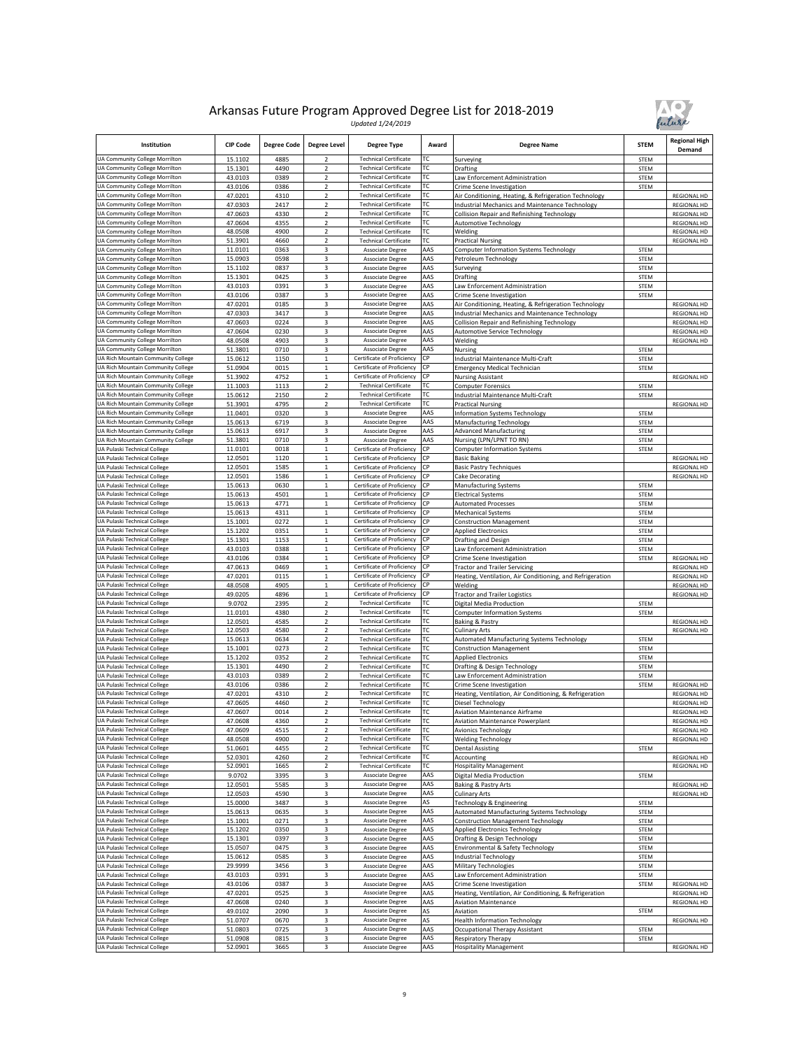# Arkansas Future Program Approved Degree List for 2018-2019

*Updated 1/24/2019*

| Institution | CIP Code | Degree Code | Degree Level | Degree Type | Award | Degree Name | STEM | Regional High Demand |
|---|---|---|---|---|---|---|---|---|
| UA Community College Morrilton | 15.1102 | 4885 | 2 | Technical Certificate | TC | Surveying | STEM | |
| UA Community College Morrilton | 15.1301 | 4490 | 2 | Technical Certificate | TC | Drafting | STEM | |
| UA Community College Morrilton | 43.0103 | 0389 | 2 | Technical Certificate | TC | Law Enforcement Administration | STEM | |
| UA Community College Morrilton | 43.0106 | 0386 | 2 | Technical Certificate | TC | Crime Scene Investigation | STEM | |
| UA Community College Morrilton | 47.0201 | 4310 | 2 | Technical Certificate | TC | Air Conditioning, Heating, & Refrigeration Technology | | REGIONAL HD |
| UA Community College Morrilton | 47.0303 | 2417 | 2 | Technical Certificate | TC | Industrial Mechanics and Maintenance Technology | | REGIONAL HD |
| UA Community College Morrilton | 47.0603 | 4330 | 2 | Technical Certificate | TC | Collision Repair and Refinishing Technology | | REGIONAL HD |
| UA Community College Morrilton | 47.0604 | 4355 | 2 | Technical Certificate | TC | Automotive Technology | | REGIONAL HD |
| UA Community College Morrilton | 48.0508 | 4900 | 2 | Technical Certificate | TC | Welding | | REGIONAL HD |
| UA Community College Morrilton | 51.3901 | 4660 | 2 | Technical Certificate | TC | Practical Nursing | | REGIONAL HD |
| UA Community College Morrilton | 11.0101 | 0363 | 3 | Associate Degree | AAS | Computer Information Systems Technology | STEM | |
| UA Community College Morrilton | 15.0903 | 0598 | 3 | Associate Degree | AAS | Petroleum Technology | STEM | |
| UA Community College Morrilton | 15.1102 | 0837 | 3 | Associate Degree | AAS | Surveying | STEM | |
| UA Community College Morrilton | 15.1301 | 0425 | 3 | Associate Degree | AAS | Drafting | STEM | |
| UA Community College Morrilton | 43.0103 | 0391 | 3 | Associate Degree | AAS | Law Enforcement Administration | STEM | |
| UA Community College Morrilton | 43.0106 | 0387 | 3 | Associate Degree | AAS | Crime Scene Investigation | STEM | |
| UA Community College Morrilton | 47.0201 | 0185 | 3 | Associate Degree | AAS | Air Conditioning, Heating, & Refrigeration Technology | | REGIONAL HD |
| UA Community College Morrilton | 47.0303 | 3417 | 3 | Associate Degree | AAS | Industrial Mechanics and Maintenance Technology | | REGIONAL HD |
| UA Community College Morrilton | 47.0603 | 0224 | 3 | Associate Degree | AAS | Collision Repair and Refinishing Technology | | REGIONAL HD |
| UA Community College Morrilton | 47.0604 | 0230 | 3 | Associate Degree | AAS | Automotive Service Technology | | REGIONAL HD |
| UA Community College Morrilton | 48.0508 | 4903 | 3 | Associate Degree | AAS | Welding | | REGIONAL HD |
| UA Community College Morrilton | 51.3801 | 0710 | 3 | Associate Degree | AAS | Nursing | STEM | |
| UA Rich Mountain Community College | 15.0612 | 1150 | 1 | Certificate of Proficiency | CP | Industrial Maintenance Multi-Craft | STEM | |
| UA Rich Mountain Community College | 51.0904 | 0015 | 1 | Certificate of Proficiency | CP | Emergency Medical Technician | STEM | |
| UA Rich Mountain Community College | 51.3902 | 4752 | 1 | Certificate of Proficiency | CP | Nursing Assistant | | REGIONAL HD |
| UA Rich Mountain Community College | 11.1003 | 1113 | 2 | Technical Certificate | TC | Computer Forensics | STEM | |
| UA Rich Mountain Community College | 15.0612 | 2150 | 2 | Technical Certificate | TC | Industrial Maintenance Multi-Craft | STEM | |
| UA Rich Mountain Community College | 51.3901 | 4795 | 2 | Technical Certificate | TC | Practical Nursing | | REGIONAL HD |
| UA Rich Mountain Community College | 11.0401 | 0320 | 3 | Associate Degree | AAS | Information Systems Technology | STEM | |
| UA Rich Mountain Community College | 15.0613 | 6719 | 3 | Associate Degree | AAS | Manufacturing Technology | STEM | |
| UA Rich Mountain Community College | 15.0613 | 6917 | 3 | Associate Degree | AAS | Advanced Manufacturing | STEM | |
| UA Rich Mountain Community College | 51.3801 | 0710 | 3 | Associate Degree | AAS | Nursing (LPN/LPNT TO RN) | STEM | |
| UA Pulaski Technical College | 11.0101 | 0018 | 1 | Certificate of Proficiency | CP | Computer Information Systems | STEM | |
| UA Pulaski Technical College | 12.0501 | 1120 | 1 | Certificate of Proficiency | CP | Basic Baking | | REGIONAL HD |
| UA Pulaski Technical College | 12.0501 | 1585 | 1 | Certificate of Proficiency | CP | Basic Pastry Techniques | | REGIONAL HD |
| UA Pulaski Technical College | 12.0501 | 1586 | 1 | Certificate of Proficiency | CP | Cake Decorating | | REGIONAL HD |
| UA Pulaski Technical College | 15.0613 | 0630 | 1 | Certificate of Proficiency | CP | Manufacturing Systems | STEM | |
| UA Pulaski Technical College | 15.0613 | 4501 | 1 | Certificate of Proficiency | CP | Electrical Systems | STEM | |
| UA Pulaski Technical College | 15.0613 | 4771 | 1 | Certificate of Proficiency | CP | Automated Processes | STEM | |
| UA Pulaski Technical College | 15.0613 | 4311 | 1 | Certificate of Proficiency | CP | Mechanical Systems | STEM | |
| UA Pulaski Technical College | 15.1001 | 0272 | 1 | Certificate of Proficiency | CP | Construction Management | STEM | |
| UA Pulaski Technical College | 15.1202 | 0351 | 1 | Certificate of Proficiency | CP | Applied Electronics | STEM | |
| UA Pulaski Technical College | 15.1301 | 1153 | 1 | Certificate of Proficiency | CP | Drafting and Design | STEM | |
| UA Pulaski Technical College | 43.0103 | 0388 | 1 | Certificate of Proficiency | CP | Law Enforcement Administration | STEM | |
| UA Pulaski Technical College | 43.0106 | 0384 | 1 | Certificate of Proficiency | CP | Crime Scene Investigation | STEM | REGIONAL HD |
| UA Pulaski Technical College | 47.0613 | 0469 | 1 | Certificate of Proficiency | CP | Tractor and Trailer Servicing | | REGIONAL HD |
| UA Pulaski Technical College | 47.0201 | 0115 | 1 | Certificate of Proficiency | CP | Heating, Ventilation, Air Conditioning, and Refrigeration | | REGIONAL HD |
| UA Pulaski Technical College | 48.0508 | 4905 | 1 | Certificate of Proficiency | CP | Welding | | REGIONAL HD |
| UA Pulaski Technical College | 49.0205 | 4896 | 1 | Certificate of Proficiency | CP | Tractor and Trailer Logistics | | REGIONAL HD |
| UA Pulaski Technical College | 9.0702 | 2395 | 2 | Technical Certificate | TC | Digital Media Production | STEM | |
| UA Pulaski Technical College | 11.0101 | 4380 | 2 | Technical Certificate | TC | Computer Information Systems | STEM | |
| UA Pulaski Technical College | 12.0501 | 4585 | 2 | Technical Certificate | TC | Baking & Pastry | | REGIONAL HD |
| UA Pulaski Technical College | 12.0503 | 4580 | 2 | Technical Certificate | TC | Culinary Arts | | REGIONAL HD |
| UA Pulaski Technical College | 15.0613 | 0634 | 2 | Technical Certificate | TC | Automated Manufacturing Systems Technology | STEM | |
| UA Pulaski Technical College | 15.1001 | 0273 | 2 | Technical Certificate | TC | Construction Management | STEM | |
| UA Pulaski Technical College | 15.1202 | 0352 | 2 | Technical Certificate | TC | Applied Electronics | STEM | |
| UA Pulaski Technical College | 15.1301 | 4490 | 2 | Technical Certificate | TC | Drafting & Design Technology | STEM | |
| UA Pulaski Technical College | 43.0103 | 0389 | 2 | Technical Certificate | TC | Law Enforcement Administration | STEM | |
| UA Pulaski Technical College | 43.0106 | 0386 | 2 | Technical Certificate | TC | Crime Scene Investigation | STEM | REGIONAL HD |
| UA Pulaski Technical College | 47.0201 | 4310 | 2 | Technical Certificate | TC | Heating, Ventilation, Air Conditioning, & Refrigeration | | REGIONAL HD |
| UA Pulaski Technical College | 47.0605 | 4460 | 2 | Technical Certificate | TC | Diesel Technology | | REGIONAL HD |
| UA Pulaski Technical College | 47.0607 | 0014 | 2 | Technical Certificate | TC | Aviation Maintenance Airframe | | REGIONAL HD |
| UA Pulaski Technical College | 47.0608 | 4360 | 2 | Technical Certificate | TC | Aviation Maintenance Powerplant | | REGIONAL HD |
| UA Pulaski Technical College | 47.0609 | 4515 | 2 | Technical Certificate | TC | Avionics Technology | | REGIONAL HD |
| UA Pulaski Technical College | 48.0508 | 4900 | 2 | Technical Certificate | TC | Welding Technology | | REGIONAL HD |
| UA Pulaski Technical College | 51.0601 | 4455 | 2 | Technical Certificate | TC | Dental Assisting | STEM | |
| UA Pulaski Technical College | 52.0301 | 4260 | 2 | Technical Certificate | TC | Accounting | | REGIONAL HD |
| UA Pulaski Technical College | 52.0901 | 1665 | 2 | Technical Certificate | TC | Hospitality Management | | REGIONAL HD |
| UA Pulaski Technical College | 9.0702 | 3395 | 3 | Associate Degree | AAS | Digital Media Production | STEM | |
| UA Pulaski Technical College | 12.0501 | 5585 | 3 | Associate Degree | AAS | Baking & Pastry Arts | | REGIONAL HD |
| UA Pulaski Technical College | 12.0503 | 4590 | 3 | Associate Degree | AAS | Culinary Arts | | REGIONAL HD |
| UA Pulaski Technical College | 15.0000 | 3487 | 3 | Associate Degree | AS | Technology & Engineering | STEM | |
| UA Pulaski Technical College | 15.0613 | 0635 | 3 | Associate Degree | AAS | Automated Manufacturing Systems Technology | STEM | |
| UA Pulaski Technical College | 15.1001 | 0271 | 3 | Associate Degree | AAS | Construction Management Technology | STEM | |
| UA Pulaski Technical College | 15.1202 | 0350 | 3 | Associate Degree | AAS | Applied Electronics Technology | STEM | |
| UA Pulaski Technical College | 15.1301 | 0397 | 3 | Associate Degree | AAS | Drafting & Design Technology | STEM | |
| UA Pulaski Technical College | 15.0507 | 0475 | 3 | Associate Degree | AAS | Environmental & Safety Technology | STEM | |
| UA Pulaski Technical College | 15.0612 | 0585 | 3 | Associate Degree | AAS | Industrial Technology | STEM | |
| UA Pulaski Technical College | 29.9999 | 3456 | 3 | Associate Degree | AAS | Military Technologies | STEM | |
| UA Pulaski Technical College | 43.0103 | 0391 | 3 | Associate Degree | AAS | Law Enforcement Administration | STEM | |
| UA Pulaski Technical College | 43.0106 | 0387 | 3 | Associate Degree | AAS | Crime Scene Investigation | STEM | REGIONAL HD |
| UA Pulaski Technical College | 47.0201 | 0525 | 3 | Associate Degree | AAS | Heating, Ventilation, Air Conditioning, & Refrigeration | | REGIONAL HD |
| UA Pulaski Technical College | 47.0608 | 0240 | 3 | Associate Degree | AAS | Aviation Maintenance | | REGIONAL HD |
| UA Pulaski Technical College | 49.0102 | 2090 | 3 | Associate Degree | AS | Aviation | STEM | |
| UA Pulaski Technical College | 51.0707 | 0670 | 3 | Associate Degree | AS | Health Information Technology | | REGIONAL HD |
| UA Pulaski Technical College | 51.0803 | 0725 | 3 | Associate Degree | AAS | Occupational Therapy Assistant | STEM | |
| UA Pulaski Technical College | 51.0908 | 0815 | 3 | Associate Degree | AAS | Respiratory Therapy | STEM | |
| UA Pulaski Technical College | 52.0901 | 3665 | 3 | Associate Degree | AAS | Hospitality Management | | REGIONAL HD |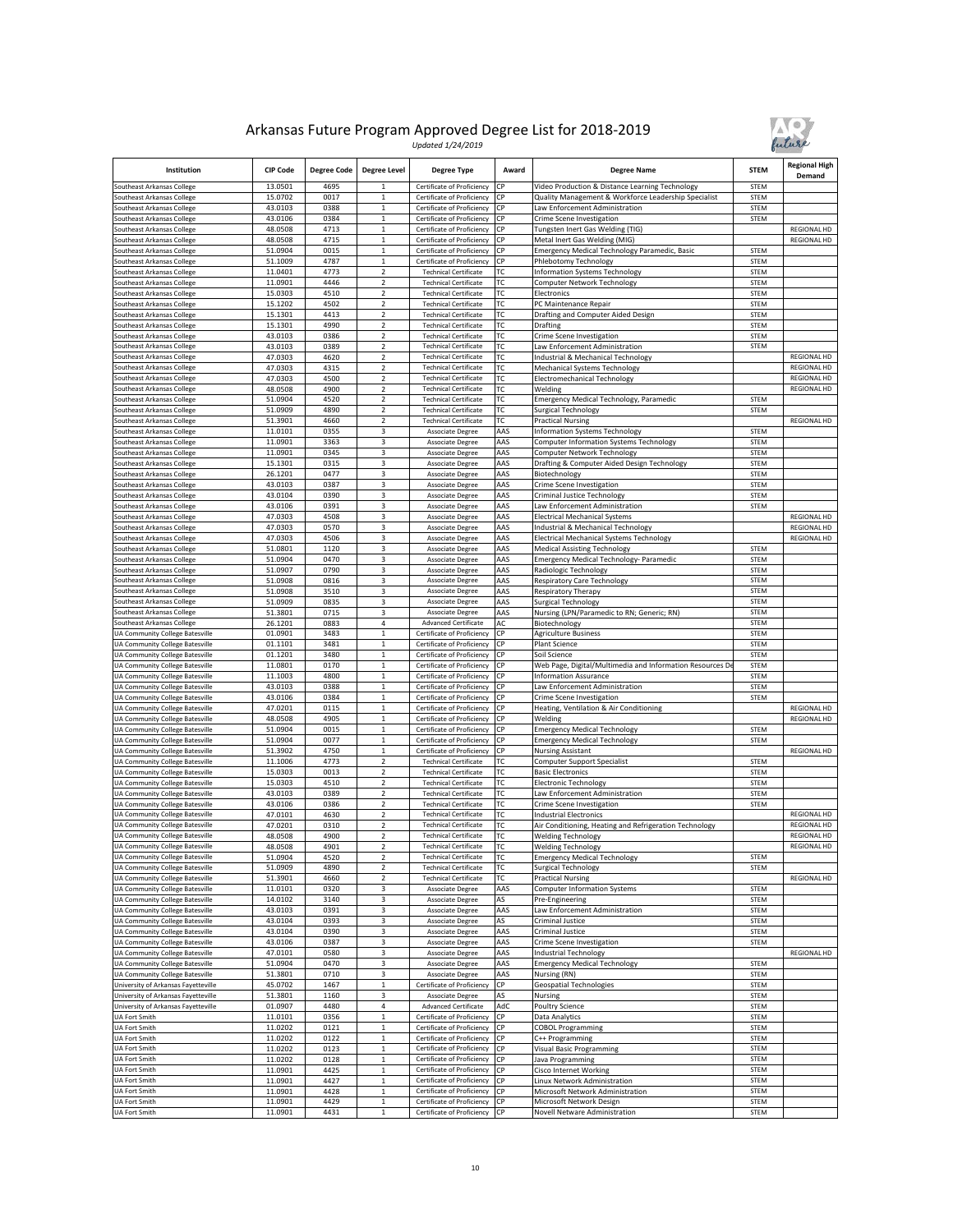# Arkansas Future Program Approved Degree List for 2018-2019

*Updated 1/24/2019*

| Institution | CIP Code | Degree Code | Degree Level | Degree Type | Award | Degree Name | STEM | Regional High Demand |
|---|---|---|---|---|---|---|---|---|
| Southeast Arkansas College | 13.0501 | 4695 | 1 | Certificate of Proficiency | CP | Video Production & Distance Learning Technology | STEM | |
| Southeast Arkansas College | 15.0702 | 0017 | 1 | Certificate of Proficiency | CP | Quality Management & Workforce Leadership Specialist | STEM | |
| Southeast Arkansas College | 43.0103 | 0388 | 1 | Certificate of Proficiency | CP | Law Enforcement Administration | STEM | |
| Southeast Arkansas College | 43.0106 | 0384 | 1 | Certificate of Proficiency | CP | Crime Scene Investigation | STEM | |
| Southeast Arkansas College | 48.0508 | 4713 | 1 | Certificate of Proficiency | CP | Tungsten Inert Gas Welding (TIG) | | REGIONAL HD |
| Southeast Arkansas College | 48.0508 | 4715 | 1 | Certificate of Proficiency | CP | Metal Inert Gas Welding (MIG) | | REGIONAL HD |
| Southeast Arkansas College | 51.0904 | 0015 | 1 | Certificate of Proficiency | CP | Emergency Medical Technology Paramedic, Basic | STEM | |
| Southeast Arkansas College | 51.1009 | 4787 | 1 | Certificate of Proficiency | CP | Phlebotomy Technology | STEM | |
| Southeast Arkansas College | 11.0401 | 4773 | 2 | Technical Certificate | TC | Information Systems Technology | STEM | |
| Southeast Arkansas College | 11.0901 | 4446 | 2 | Technical Certificate | TC | Computer Network Technology | STEM | |
| Southeast Arkansas College | 15.0303 | 4510 | 2 | Technical Certificate | TC | Electronics | STEM | |
| Southeast Arkansas College | 15.1202 | 4502 | 2 | Technical Certificate | TC | PC Maintenance Repair | STEM | |
| Southeast Arkansas College | 15.1301 | 4413 | 2 | Technical Certificate | TC | Drafting and Computer Aided Design | STEM | |
| Southeast Arkansas College | 15.1301 | 4990 | 2 | Technical Certificate | TC | Drafting | STEM | |
| Southeast Arkansas College | 43.0103 | 0386 | 2 | Technical Certificate | TC | Crime Scene Investigation | STEM | |
| Southeast Arkansas College | 43.0103 | 0389 | 2 | Technical Certificate | TC | Law Enforcement Administration | STEM | |
| Southeast Arkansas College | 47.0303 | 4620 | 2 | Technical Certificate | TC | Industrial & Mechanical Technology | | REGIONAL HD |
| Southeast Arkansas College | 47.0303 | 4315 | 2 | Technical Certificate | TC | Mechanical Systems Technology | | REGIONAL HD |
| Southeast Arkansas College | 47.0303 | 4500 | 2 | Technical Certificate | TC | Electromechanical Technology | | REGIONAL HD |
| Southeast Arkansas College | 48.0508 | 4900 | 2 | Technical Certificate | TC | Welding | | REGIONAL HD |
| Southeast Arkansas College | 51.0904 | 4520 | 2 | Technical Certificate | TC | Emergency Medical Technology, Paramedic | STEM | |
| Southeast Arkansas College | 51.0909 | 4890 | 2 | Technical Certificate | TC | Surgical Technology | STEM | |
| Southeast Arkansas College | 51.3901 | 4660 | 2 | Technical Certificate | TC | Practical Nursing | | REGIONAL HD |
| Southeast Arkansas College | 11.0101 | 0355 | 3 | Associate Degree | AAS | Information Systems Technology | STEM | |
| Southeast Arkansas College | 11.0901 | 3363 | 3 | Associate Degree | AAS | Computer Information Systems Technology | STEM | |
| Southeast Arkansas College | 11.0901 | 0345 | 3 | Associate Degree | AAS | Computer Network Technology | STEM | |
| Southeast Arkansas College | 15.1301 | 0315 | 3 | Associate Degree | AAS | Drafting & Computer Aided Design Technology | STEM | |
| Southeast Arkansas College | 26.1201 | 0477 | 3 | Associate Degree | AAS | Biotechnology | STEM | |
| Southeast Arkansas College | 43.0103 | 0387 | 3 | Associate Degree | AAS | Crime Scene Investigation | STEM | |
| Southeast Arkansas College | 43.0104 | 0390 | 3 | Associate Degree | AAS | Criminal Justice Technology | STEM | |
| Southeast Arkansas College | 43.0106 | 0391 | 3 | Associate Degree | AAS | Law Enforcement Administration | STEM | |
| Southeast Arkansas College | 47.0303 | 4508 | 3 | Associate Degree | AAS | Electrical Mechanical Systems | | REGIONAL HD |
| Southeast Arkansas College | 47.0303 | 0570 | 3 | Associate Degree | AAS | Industrial & Mechanical Technology | | REGIONAL HD |
| Southeast Arkansas College | 47.0303 | 4506 | 3 | Associate Degree | AAS | Electrical Mechanical Systems Technology | | REGIONAL HD |
| Southeast Arkansas College | 51.0801 | 1120 | 3 | Associate Degree | AAS | Medical Assisting Technology | STEM | |
| Southeast Arkansas College | 51.0904 | 0470 | 3 | Associate Degree | AAS | Emergency Medical Technology- Paramedic | STEM | |
| Southeast Arkansas College | 51.0907 | 0790 | 3 | Associate Degree | AAS | Radiologic Technology | STEM | |
| Southeast Arkansas College | 51.0908 | 0816 | 3 | Associate Degree | AAS | Respiratory Care Technology | STEM | |
| Southeast Arkansas College | 51.0908 | 3510 | 3 | Associate Degree | AAS | Respiratory Therapy | STEM | |
| Southeast Arkansas College | 51.0909 | 0835 | 3 | Associate Degree | AAS | Surgical Technology | STEM | |
| Southeast Arkansas College | 51.3801 | 0715 | 3 | Associate Degree | AAS | Nursing (LPN/Paramedic to RN; Generic; RN) | STEM | |
| Southeast Arkansas College | 26.1201 | 0883 | 4 | Advanced Certificate | AC | Biotechnology | STEM | |
| UA Community College Batesville | 01.0901 | 3483 | 1 | Certificate of Proficiency | CP | Agriculture Business | STEM | |
| UA Community College Batesville | 01.1101 | 3481 | 1 | Certificate of Proficiency | CP | Plant Science | STEM | |
| UA Community College Batesville | 01.1201 | 3480 | 1 | Certificate of Proficiency | CP | Soil Science | STEM | |
| UA Community College Batesville | 11.0801 | 0170 | 1 | Certificate of Proficiency | CP | Web Page, Digital/Multimedia and Information Resources De | STEM | |
| UA Community College Batesville | 11.1003 | 4800 | 1 | Certificate of Proficiency | CP | Information Assurance | STEM | |
| UA Community College Batesville | 43.0103 | 0388 | 1 | Certificate of Proficiency | CP | Law Enforcement Administration | STEM | |
| UA Community College Batesville | 43.0106 | 0384 | 1 | Certificate of Proficiency | CP | Crime Scene Investigation | STEM | |
| UA Community College Batesville | 47.0201 | 0115 | 1 | Certificate of Proficiency | CP | Heating, Ventilation & Air Conditioning | | REGIONAL HD |
| UA Community College Batesville | 48.0508 | 4905 | 1 | Certificate of Proficiency | CP | Welding | | REGIONAL HD |
| UA Community College Batesville | 51.0904 | 0015 | 1 | Certificate of Proficiency | CP | Emergency Medical Technology | STEM | |
| UA Community College Batesville | 51.0904 | 0077 | 1 | Certificate of Proficiency | CP | Emergency Medical Technology | STEM | |
| UA Community College Batesville | 51.3902 | 4750 | 1 | Certificate of Proficiency | CP | Nursing Assistant | | REGIONAL HD |
| UA Community College Batesville | 11.1006 | 4773 | 2 | Technical Certificate | TC | Computer Support Specialist | STEM | |
| UA Community College Batesville | 15.0303 | 0013 | 2 | Technical Certificate | TC | Basic Electronics | STEM | |
| UA Community College Batesville | 15.0303 | 4510 | 2 | Technical Certificate | TC | Electronic Technology | STEM | |
| UA Community College Batesville | 43.0103 | 0389 | 2 | Technical Certificate | TC | Law Enforcement Administration | STEM | |
| UA Community College Batesville | 43.0106 | 0386 | 2 | Technical Certificate | TC | Crime Scene Investigation | STEM | |
| UA Community College Batesville | 47.0101 | 4630 | 2 | Technical Certificate | TC | Industrial Electronics | | REGIONAL HD |
| UA Community College Batesville | 47.0201 | 0310 | 2 | Technical Certificate | TC | Air Conditioning, Heating and Refrigeration Technology | | REGIONAL HD |
| UA Community College Batesville | 48.0508 | 4900 | 2 | Technical Certificate | TC | Welding Technology | | REGIONAL HD |
| UA Community College Batesville | 48.0508 | 4901 | 2 | Technical Certificate | TC | Welding Technology | | REGIONAL HD |
| UA Community College Batesville | 51.0904 | 4520 | 2 | Technical Certificate | TC | Emergency Medical Technology | STEM | |
| UA Community College Batesville | 51.0909 | 4890 | 2 | Technical Certificate | TC | Surgical Technology | STEM | |
| UA Community College Batesville | 51.3901 | 4660 | 2 | Technical Certificate | TC | Practical Nursing | | REGIONAL HD |
| UA Community College Batesville | 11.0101 | 0320 | 3 | Associate Degree | AAS | Computer Information Systems | STEM | |
| UA Community College Batesville | 14.0102 | 3140 | 3 | Associate Degree | AS | Pre-Engineering | STEM | |
| UA Community College Batesville | 43.0103 | 0391 | 3 | Associate Degree | AAS | Law Enforcement Administration | STEM | |
| UA Community College Batesville | 43.0104 | 0393 | 3 | Associate Degree | AS | Criminal Justice | STEM | |
| UA Community College Batesville | 43.0104 | 0390 | 3 | Associate Degree | AAS | Criminal Justice | STEM | |
| UA Community College Batesville | 43.0106 | 0387 | 3 | Associate Degree | AAS | Crime Scene Investigation | STEM | |
| UA Community College Batesville | 47.0101 | 0580 | 3 | Associate Degree | AAS | Industrial Technology | | REGIONAL HD |
| UA Community College Batesville | 51.0904 | 0470 | 3 | Associate Degree | AAS | Emergency Medical Technology | STEM | |
| UA Community College Batesville | 51.3801 | 0710 | 3 | Associate Degree | AAS | Nursing (RN) | STEM | |
| University of Arkansas Fayetteville | 45.0702 | 1467 | 1 | Certificate of Proficiency | CP | Geospatial Technologies | STEM | |
| University of Arkansas Fayetteville | 51.3801 | 1160 | 3 | Associate Degree | AS | Nursing | STEM | |
| University of Arkansas Fayetteville | 01.0907 | 4480 | 4 | Advanced Certificate | AdC | Poultry Science | STEM | |
| UA Fort Smith | 11.0101 | 0356 | 1 | Certificate of Proficiency | CP | Data Analytics | STEM | |
| UA Fort Smith | 11.0202 | 0121 | 1 | Certificate of Proficiency | CP | COBOL Programming | STEM | |
| UA Fort Smith | 11.0202 | 0122 | 1 | Certificate of Proficiency | CP | C++ Programming | STEM | |
| UA Fort Smith | 11.0202 | 0123 | 1 | Certificate of Proficiency | CP | Visual Basic Programming | STEM | |
| UA Fort Smith | 11.0202 | 0128 | 1 | Certificate of Proficiency | CP | Java Programming | STEM | |
| UA Fort Smith | 11.0901 | 4425 | 1 | Certificate of Proficiency | CP | Cisco Internet Working | STEM | |
| UA Fort Smith | 11.0901 | 4427 | 1 | Certificate of Proficiency | CP | Linux Network Administration | STEM | |
| UA Fort Smith | 11.0901 | 4428 | 1 | Certificate of Proficiency | CP | Microsoft Network Administration | STEM | |
| UA Fort Smith | 11.0901 | 4429 | 1 | Certificate of Proficiency | CP | Microsoft Network Design | STEM | |
| UA Fort Smith | 11.0901 | 4431 | 1 | Certificate of Proficiency | CP | Novell Netware Administration | STEM | |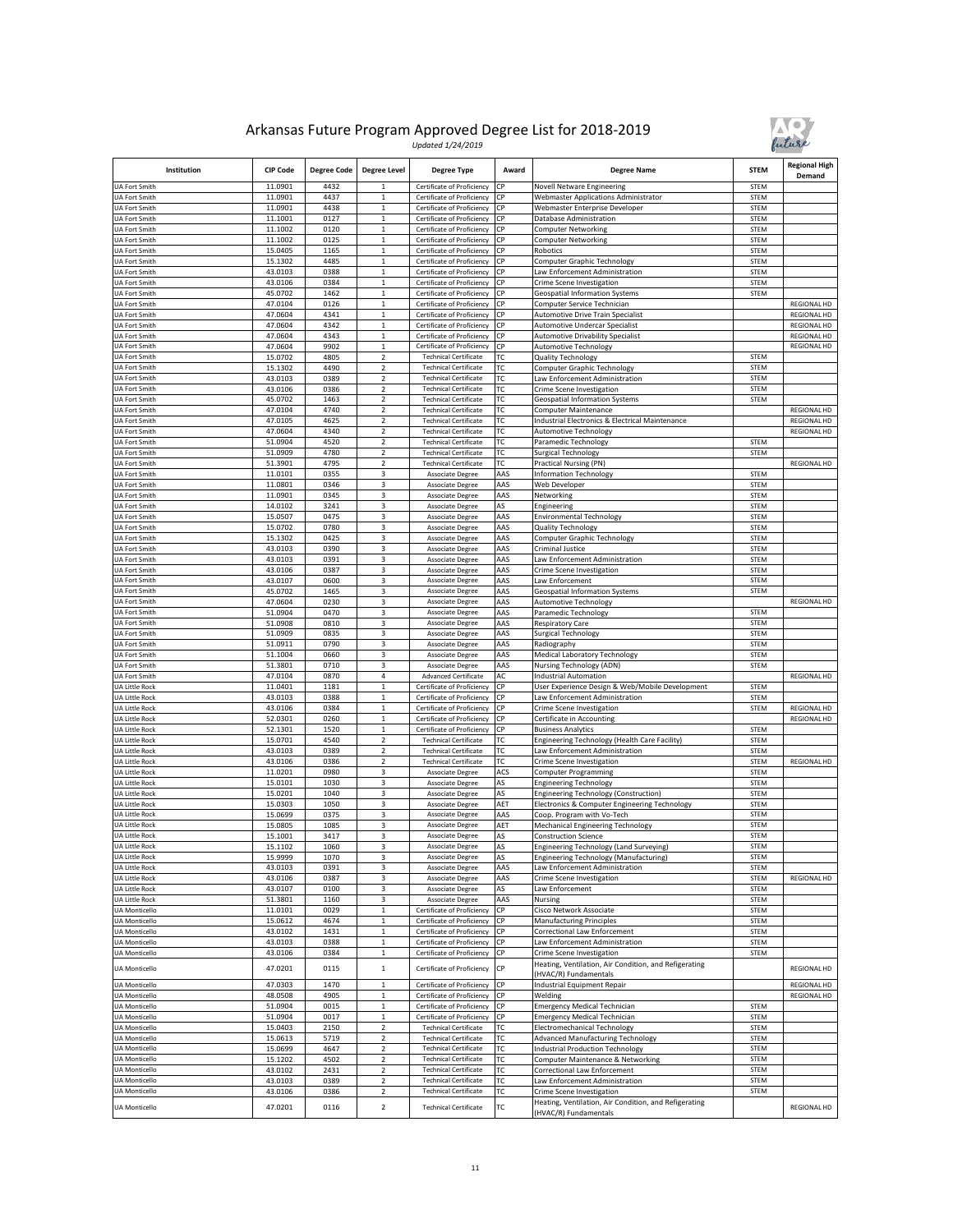# Arkansas Future Program Approved Degree List for 2018-2019

*Updated 1/24/2019*

| Institution | CIP Code | Degree Code | Degree Level | Degree Type | Award | Degree Name | STEM | Regional High Demand |
|---|---|---|---|---|---|---|---|---|
| UA Fort Smith | 11.0901 | 4432 | 1 | Certificate of Proficiency | CP | Novell Netware Engineering | STEM | |
| UA Fort Smith | 11.0901 | 4437 | 1 | Certificate of Proficiency | CP | Webmaster Applications Administrator | STEM | |
| UA Fort Smith | 11.0901 | 4438 | 1 | Certificate of Proficiency | CP | Webmaster Enterprise Developer | STEM | |
| UA Fort Smith | 11.1001 | 0127 | 1 | Certificate of Proficiency | CP | Database Administration | STEM | |
| UA Fort Smith | 11.1002 | 0120 | 1 | Certificate of Proficiency | CP | Computer Networking | STEM | |
| UA Fort Smith | 11.1002 | 0125 | 1 | Certificate of Proficiency | CP | Computer Networking | STEM | |
| UA Fort Smith | 15.0405 | 1165 | 1 | Certificate of Proficiency | CP | Robotics | STEM | |
| UA Fort Smith | 15.1302 | 4485 | 1 | Certificate of Proficiency | CP | Computer Graphic Technology | STEM | |
| UA Fort Smith | 43.0103 | 0388 | 1 | Certificate of Proficiency | CP | Law Enforcement Administration | STEM | |
| UA Fort Smith | 43.0106 | 0384 | 1 | Certificate of Proficiency | CP | Crime Scene Investigation | STEM | |
| UA Fort Smith | 45.0702 | 1462 | 1 | Certificate of Proficiency | CP | Geospatial Information Systems | STEM | |
| UA Fort Smith | 47.0104 | 0126 | 1 | Certificate of Proficiency | CP | Computer Service Technician | | REGIONAL HD |
| UA Fort Smith | 47.0604 | 4341 | 1 | Certificate of Proficiency | CP | Automotive Drive Train Specialist | | REGIONAL HD |
| UA Fort Smith | 47.0604 | 4342 | 1 | Certificate of Proficiency | CP | Automotive Undercar Specialist | | REGIONAL HD |
| UA Fort Smith | 47.0604 | 4343 | 1 | Certificate of Proficiency | CP | Automotive Drivability Specialist | | REGIONAL HD |
| UA Fort Smith | 47.0604 | 9902 | 1 | Certificate of Proficiency | CP | Automotive Technology | | REGIONAL HD |
| UA Fort Smith | 15.0702 | 4805 | 2 | Technical Certificate | TC | Quality Technology | STEM | |
| UA Fort Smith | 15.1302 | 4490 | 2 | Technical Certificate | TC | Computer Graphic Technology | STEM | |
| UA Fort Smith | 43.0103 | 0389 | 2 | Technical Certificate | TC | Law Enforcement Administration | STEM | |
| UA Fort Smith | 43.0106 | 0386 | 2 | Technical Certificate | TC | Crime Scene Investigation | STEM | |
| UA Fort Smith | 45.0702 | 1463 | 2 | Technical Certificate | TC | Geospatial Information Systems | STEM | |
| UA Fort Smith | 47.0104 | 4740 | 2 | Technical Certificate | TC | Computer Maintenance | | REGIONAL HD |
| UA Fort Smith | 47.0105 | 4625 | 2 | Technical Certificate | TC | Industrial Electronics & Electrical Maintenance | | REGIONAL HD |
| UA Fort Smith | 47.0604 | 4340 | 2 | Technical Certificate | TC | Automotive Technology | | REGIONAL HD |
| UA Fort Smith | 51.0904 | 4520 | 2 | Technical Certificate | TC | Paramedic Technology | STEM | |
| UA Fort Smith | 51.0909 | 4780 | 2 | Technical Certificate | TC | Surgical Technology | STEM | |
| UA Fort Smith | 51.3901 | 4795 | 2 | Technical Certificate | TC | Practical Nursing (PN) | | REGIONAL HD |
| UA Fort Smith | 11.0101 | 0355 | 3 | Associate Degree | AAS | Information Technology | STEM | |
| UA Fort Smith | 11.0801 | 0346 | 3 | Associate Degree | AAS | Web Developer | STEM | |
| UA Fort Smith | 11.0901 | 0345 | 3 | Associate Degree | AAS | Networking | STEM | |
| UA Fort Smith | 14.0102 | 3241 | 3 | Associate Degree | AS | Engineering | STEM | |
| UA Fort Smith | 15.0507 | 0475 | 3 | Associate Degree | AAS | Environmental Technology | STEM | |
| UA Fort Smith | 15.0702 | 0780 | 3 | Associate Degree | AAS | Quality Technology | STEM | |
| UA Fort Smith | 15.1302 | 0425 | 3 | Associate Degree | AAS | Computer Graphic Technology | STEM | |
| UA Fort Smith | 43.0103 | 0390 | 3 | Associate Degree | AAS | Criminal Justice | STEM | |
| UA Fort Smith | 43.0103 | 0391 | 3 | Associate Degree | AAS | Law Enforcement Administration | STEM | |
| UA Fort Smith | 43.0106 | 0387 | 3 | Associate Degree | AAS | Crime Scene Investigation | STEM | |
| UA Fort Smith | 43.0107 | 0600 | 3 | Associate Degree | AAS | Law Enforcement | STEM | |
| UA Fort Smith | 45.0702 | 1465 | 3 | Associate Degree | AAS | Geospatial Information Systems | STEM | |
| UA Fort Smith | 47.0604 | 0230 | 3 | Associate Degree | AAS | Automotive Technology | | REGIONAL HD |
| UA Fort Smith | 51.0904 | 0470 | 3 | Associate Degree | AAS | Paramedic Technology | STEM | |
| UA Fort Smith | 51.0908 | 0810 | 3 | Associate Degree | AAS | Respiratory Care | STEM | |
| UA Fort Smith | 51.0909 | 0835 | 3 | Associate Degree | AAS | Surgical Technology | STEM | |
| UA Fort Smith | 51.0911 | 0790 | 3 | Associate Degree | AAS | Radiography | STEM | |
| UA Fort Smith | 51.1004 | 0660 | 3 | Associate Degree | AAS | Medical Laboratory Technology | STEM | |
| UA Fort Smith | 51.3801 | 0710 | 3 | Associate Degree | AAS | Nursing Technology (ADN) | STEM | |
| UA Fort Smith | 47.0104 | 0870 | 4 | Advanced Certificate | AC | Industrial Automation | | REGIONAL HD |
| UA Little Rock | 11.0401 | 1181 | 1 | Certificate of Proficiency | CP | User Experience Design & Web/Mobile Development | STEM | |
| UA Little Rock | 43.0103 | 0388 | 1 | Certificate of Proficiency | CP | Law Enforcement Administration | STEM | |
| UA Little Rock | 43.0106 | 0384 | 1 | Certificate of Proficiency | CP | Crime Scene Investigation | STEM | REGIONAL HD |
| UA Little Rock | 52.0301 | 0260 | 1 | Certificate of Proficiency | CP | Certificate in Accounting | | REGIONAL HD |
| UA Little Rock | 52.1301 | 1520 | 1 | Certificate of Proficiency | CP | Business Analytics | STEM | |
| UA Little Rock | 15.0701 | 4540 | 2 | Technical Certificate | TC | Engineering Technology (Health Care Facility) | STEM | |
| UA Little Rock | 43.0103 | 0389 | 2 | Technical Certificate | TC | Law Enforcement Administration | STEM | |
| UA Little Rock | 43.0106 | 0386 | 2 | Technical Certificate | TC | Crime Scene Investigation | STEM | REGIONAL HD |
| UA Little Rock | 11.0201 | 0980 | 3 | Associate Degree | ACS | Computer Programming | STEM | |
| UA Little Rock | 15.0101 | 1030 | 3 | Associate Degree | AS | Engineering Technology | STEM | |
| UA Little Rock | 15.0201 | 1040 | 3 | Associate Degree | AS | Engineering Technology (Construction) | STEM | |
| UA Little Rock | 15.0303 | 1050 | 3 | Associate Degree | AET | Electronics & Computer Engineering Technology | STEM | |
| UA Little Rock | 15.0699 | 0375 | 3 | Associate Degree | AAS | Coop. Program with Vo-Tech | STEM | |
| UA Little Rock | 15.0805 | 1085 | 3 | Associate Degree | AET | Mechanical Engineering Technology | STEM | |
| UA Little Rock | 15.1001 | 3417 | 3 | Associate Degree | AS | Construction Science | STEM | |
| UA Little Rock | 15.1102 | 1060 | 3 | Associate Degree | AS | Engineering Technology (Land Surveying) | STEM | |
| UA Little Rock | 15.9999 | 1070 | 3 | Associate Degree | AS | Engineering Technology (Manufacturing) | STEM | |
| UA Little Rock | 43.0103 | 0391 | 3 | Associate Degree | AAS | Law Enforcement Administration | STEM | |
| UA Little Rock | 43.0106 | 0387 | 3 | Associate Degree | AAS | Crime Scene Investigation | STEM | REGIONAL HD |
| UA Little Rock | 43.0107 | 0100 | 3 | Associate Degree | AS | Law Enforcement | STEM | |
| UA Little Rock | 51.3801 | 1160 | 3 | Associate Degree | AAS | Nursing | STEM | |
| UA Monticello | 11.0101 | 0029 | 1 | Certificate of Proficiency | CP | Cisco Network Associate | STEM | |
| UA Monticello | 15.0612 | 4674 | 1 | Certificate of Proficiency | CP | Manufacturing Principles | STEM | |
| UA Monticello | 43.0102 | 1431 | 1 | Certificate of Proficiency | CP | Correctional Law Enforcement | STEM | |
| UA Monticello | 43.0103 | 0388 | 1 | Certificate of Proficiency | CP | Law Enforcement Administration | STEM | |
| UA Monticello | 43.0106 | 0384 | 1 | Certificate of Proficiency | CP | Crime Scene Investigation | STEM | |
| UA Monticello | 47.0201 | 0115 | 1 | Certificate of Proficiency | CP | Heating, Ventilation, Air Condition, and Refigerating (HVAC/R) Fundamentals | | REGIONAL HD |
| UA Monticello | 47.0303 | 1470 | 1 | Certificate of Proficiency | CP | Industrial Equipment Repair | | REGIONAL HD |
| UA Monticello | 48.0508 | 4905 | 1 | Certificate of Proficiency | CP | Welding | | REGIONAL HD |
| UA Monticello | 51.0904 | 0015 | 1 | Certificate of Proficiency | CP | Emergency Medical Technician | STEM | |
| UA Monticello | 51.0904 | 0017 | 1 | Certificate of Proficiency | CP | Emergency Medical Technician | STEM | |
| UA Monticello | 15.0403 | 2150 | 2 | Technical Certificate | TC | Electromechanical Technology | STEM | |
| UA Monticello | 15.0613 | 5719 | 2 | Technical Certificate | TC | Advanced Manufacturing Technology | STEM | |
| UA Monticello | 15.0699 | 4647 | 2 | Technical Certificate | TC | Industrial Production Technology | STEM | |
| UA Monticello | 15.1202 | 4502 | 2 | Technical Certificate | TC | Computer Maintenance & Networking | STEM | |
| UA Monticello | 43.0102 | 2431 | 2 | Technical Certificate | TC | Correctional Law Enforcement | STEM | |
| UA Monticello | 43.0103 | 0389 | 2 | Technical Certificate | TC | Law Enforcement Administration | STEM | |
| UA Monticello | 43.0106 | 0386 | 2 | Technical Certificate | TC | Crime Scene Investigation | STEM | |
| UA Monticello | 47.0201 | 0116 | 2 | Technical Certificate | TC | Heating, Ventilation, Air Condition, and Refigerating (HVAC/R) Fundamentals | | REGIONAL HD |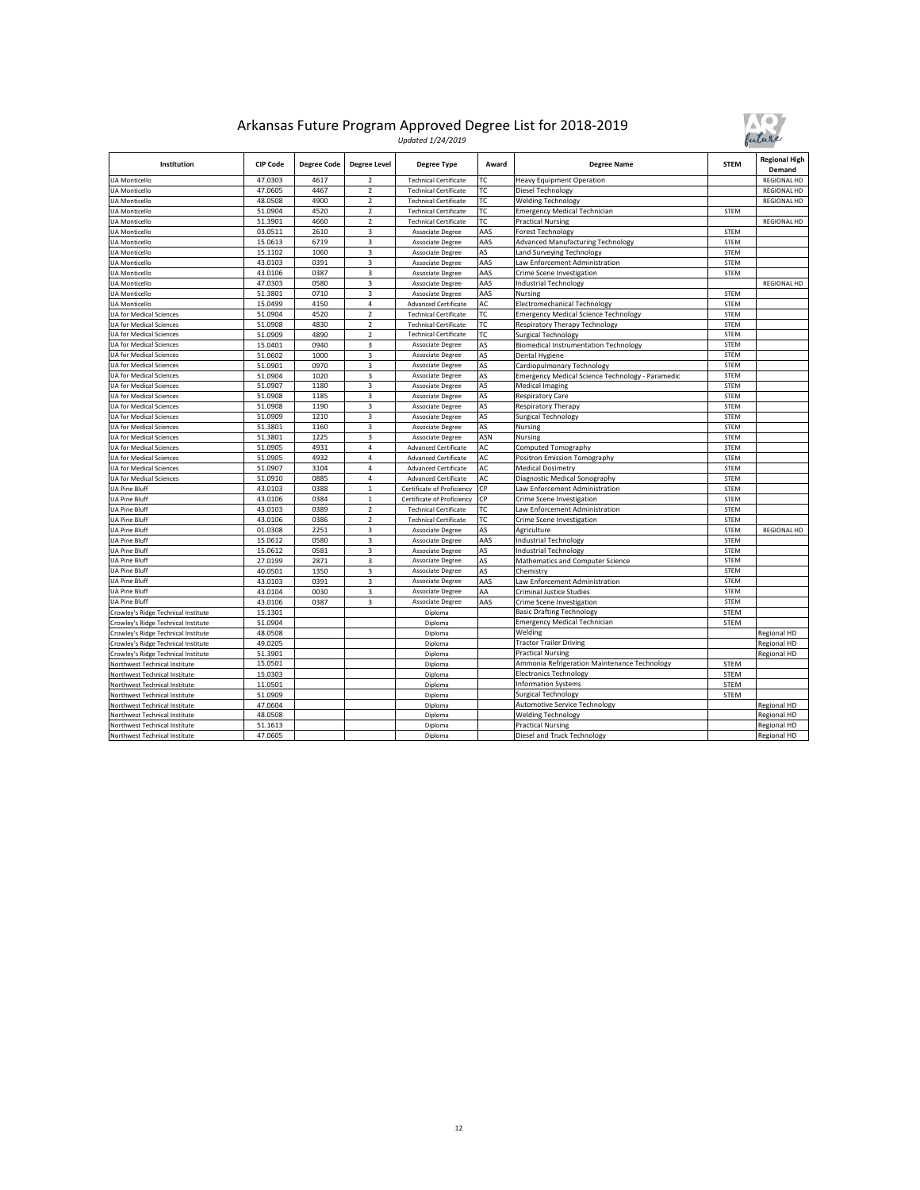# Arkansas Future Program Approved Degree List for 2018-2019

*Updated 1/24/2019*

| Institution | CIP Code | Degree Code | Degree Level | Degree Type | Award | Degree Name | STEM | Regional High Demand |
|---|---|---|---|---|---|---|---|---|
| UA Monticello | 47.0303 | 4617 | 2 | Technical Certificate | TC | Heavy Equipment Operation | | REGIONAL HD |
| UA Monticello | 47.0605 | 4467 | 2 | Technical Certificate | TC | Diesel Technology | | REGIONAL HD |
| UA Monticello | 48.0508 | 4900 | 2 | Technical Certificate | TC | Welding Technology | | REGIONAL HD |
| UA Monticello | 51.0904 | 4520 | 2 | Technical Certificate | TC | Emergency Medical Technician | STEM | |
| UA Monticello | 51.3901 | 4660 | 2 | Technical Certificate | TC | Practical Nursing | | REGIONAL HD |
| UA Monticello | 03.0511 | 2610 | 3 | Associate Degree | AAS | Forest Technology | STEM | |
| UA Monticello | 15.0613 | 6719 | 3 | Associate Degree | AAS | Advanced Manufacturing Technology | STEM | |
| UA Monticello | 15.1102 | 1060 | 3 | Associate Degree | AS | Land Surveying Technology | STEM | |
| UA Monticello | 43.0103 | 0391 | 3 | Associate Degree | AAS | Law Enforcement Administration | STEM | |
| UA Monticello | 43.0106 | 0387 | 3 | Associate Degree | AAS | Crime Scene Investigation | STEM | |
| UA Monticello | 47.0303 | 0580 | 3 | Associate Degree | AAS | Industrial Technology | | REGIONAL HD |
| UA Monticello | 51.3801 | 0710 | 3 | Associate Degree | AAS | Nursing | STEM | |
| UA Monticello | 15.0499 | 4150 | 4 | Advanced Certificate | AC | Electromechanical Technology | STEM | |
| UA for Medical Sciences | 51.0904 | 4520 | 2 | Technical Certificate | TC | Emergency Medical Science Technology | STEM | |
| UA for Medical Sciences | 51.0908 | 4830 | 2 | Technical Certificate | TC | Respiratory Therapy Technology | STEM | |
| UA for Medical Sciences | 51.0909 | 4890 | 2 | Technical Certificate | TC | Surgical Technology | STEM | |
| UA for Medical Sciences | 15.0401 | 0940 | 3 | Associate Degree | AS | Biomedical Instrumentation Technology | STEM | |
| UA for Medical Sciences | 51.0602 | 1000 | 3 | Associate Degree | AS | Dental Hygiene | STEM | |
| UA for Medical Sciences | 51.0901 | 0970 | 3 | Associate Degree | AS | Cardiopulmonary Technology | STEM | |
| UA for Medical Sciences | 51.0904 | 1020 | 3 | Associate Degree | AS | Emergency Medical Science Technology - Paramedic | STEM | |
| UA for Medical Sciences | 51.0907 | 1180 | 3 | Associate Degree | AS | Medical Imaging | STEM | |
| UA for Medical Sciences | 51.0908 | 1185 | 3 | Associate Degree | AS | Respiratory Care | STEM | |
| UA for Medical Sciences | 51.0908 | 1190 | 3 | Associate Degree | AS | Respiratory Therapy | STEM | |
| UA for Medical Sciences | 51.0909 | 1210 | 3 | Associate Degree | AS | Surgical Technology | STEM | |
| UA for Medical Sciences | 51.3801 | 1160 | 3 | Associate Degree | AS | Nursing | STEM | |
| UA for Medical Sciences | 51.3801 | 1225 | 3 | Associate Degree | ASN | Nursing | STEM | |
| UA for Medical Sciences | 51.0905 | 4931 | 4 | Advanced Certificate | AC | Computed Tomography | STEM | |
| UA for Medical Sciences | 51.0905 | 4932 | 4 | Advanced Certificate | AC | Positron Emission Tomography | STEM | |
| UA for Medical Sciences | 51.0907 | 3104 | 4 | Advanced Certificate | AC | Medical Dosimetry | STEM | |
| UA for Medical Sciences | 51.0910 | 0885 | 4 | Advanced Certificate | AC | Diagnostic Medical Sonography | STEM | |
| UA Pine Bluff | 43.0103 | 0388 | 1 | Certificate of Proficiency | CP | Law Enforcement Administration | STEM | |
| UA Pine Bluff | 43.0106 | 0384 | 1 | Certificate of Proficiency | CP | Crime Scene Investigation | STEM | |
| UA Pine Bluff | 43.0103 | 0389 | 2 | Technical Certificate | TC | Law Enforcement Administration | STEM | |
| UA Pine Bluff | 43.0106 | 0386 | 2 | Technical Certificate | TC | Crime Scene Investigation | STEM | |
| UA Pine Bluff | 01.0308 | 2251 | 3 | Associate Degree | AS | Agriculture | STEM | REGIONAL HD |
| UA Pine Bluff | 15.0612 | 0580 | 3 | Associate Degree | AAS | Industrial Technology | STEM | |
| UA Pine Bluff | 15.0612 | 0581 | 3 | Associate Degree | AS | Industrial Technology | STEM | |
| UA Pine Bluff | 27.0199 | 2871 | 3 | Associate Degree | AS | Mathematics and Computer Science | STEM | |
| UA Pine Bluff | 40.0501 | 1350 | 3 | Associate Degree | AS | Chemistry | STEM | |
| UA Pine Bluff | 43.0103 | 0391 | 3 | Associate Degree | AAS | Law Enforcement Administration | STEM | |
| UA Pine Bluff | 43.0104 | 0030 | 3 | Associate Degree | AA | Criminal Justice Studies | STEM | |
| UA Pine Bluff | 43.0106 | 0387 | 3 | Associate Degree | AAS | Crime Scene Investigation | STEM | |
| Crowley's Ridge Technical Institute | 15.1301 | | | Diploma | | Basic Drafting Technology | STEM | |
| Crowley's Ridge Technical Institute | 51.0904 | | | Diploma | | Emergency Medical Technician | STEM | |
| Crowley's Ridge Technical Institute | 48.0508 | | | Diploma | | Welding | | Regional HD |
| Crowley's Ridge Technical Institute | 49.0205 | | | Diploma | | Tractor Trailer Driving | | Regional HD |
| Crowley's Ridge Technical Institute | 51.3901 | | | Diploma | | Practical Nursing | | Regional HD |
| Northwest Technical Institute | 15.0501 | | | Diploma | | Ammonia Refrigeration Maintenance Technology | STEM | |
| Northwest Technical Institute | 15.0303 | | | Diploma | | Electronics Technology | STEM | |
| Northwest Technical Institute | 11.0501 | | | Diploma | | Information Systems | STEM | |
| Northwest Technical Institute | 51.0909 | | | Diploma | | Surgical Technology | STEM | |
| Northwest Technical Institute | 47.0604 | | | Diploma | | Automotive Service Technology | | Regional HD |
| Northwest Technical Institute | 48.0508 | | | Diploma | | Welding Technology | | Regional HD |
| Northwest Technical Institute | 51.1613 | | | Diploma | | Practical Nursing | | Regional HD |
| Northwest Technical Institute | 47.0605 | | | Diploma | | Diesel and Truck Technology | | Regional HD |